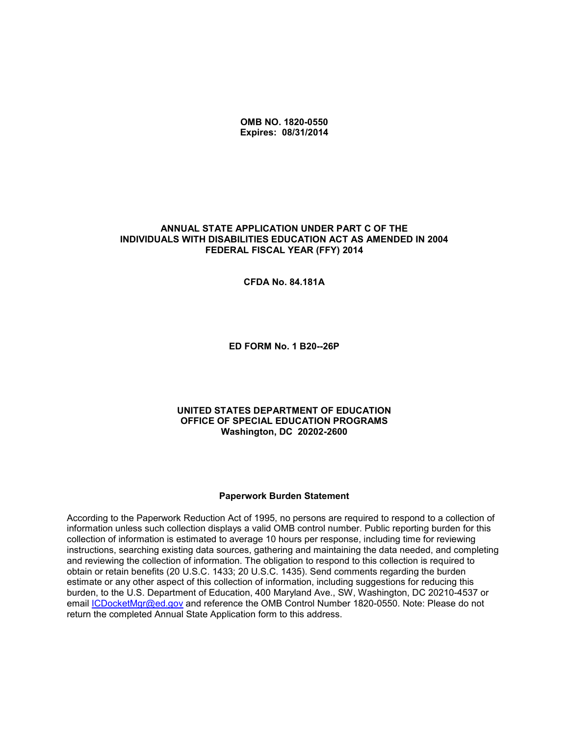**OMB NO. 1820-0550**
**Expires: 08/31/2014**

# ANNUAL STATE APPLICATION UNDER PART C OF THE INDIVIDUALS WITH DISABILITIES EDUCATION ACT AS AMENDED IN 2004 FEDERAL FISCAL YEAR (FFY) 2014

**CFDA No. 84.181A**

**ED FORM No. 1 B20--26P**

**UNITED STATES DEPARTMENT OF EDUCATION**
**OFFICE OF SPECIAL EDUCATION PROGRAMS**
**Washington, DC 20202-2600**

## Paperwork Burden Statement

According to the Paperwork Reduction Act of 1995, no persons are required to respond to a collection of information unless such collection displays a valid OMB control number. Public reporting burden for this collection of information is estimated to average 10 hours per response, including time for reviewing instructions, searching existing data sources, gathering and maintaining the data needed, and completing and reviewing the collection of information. The obligation to respond to this collection is required to obtain or retain benefits (20 U.S.C. 1433; 20 U.S.C. 1435). Send comments regarding the burden estimate or any other aspect of this collection of information, including suggestions for reducing this burden, to the U.S. Department of Education, 400 Maryland Ave., SW, Washington, DC 20210-4537 or email ICDocketMgr@ed.gov and reference the OMB Control Number 1820-0550. Note: Please do not return the completed Annual State Application form to this address.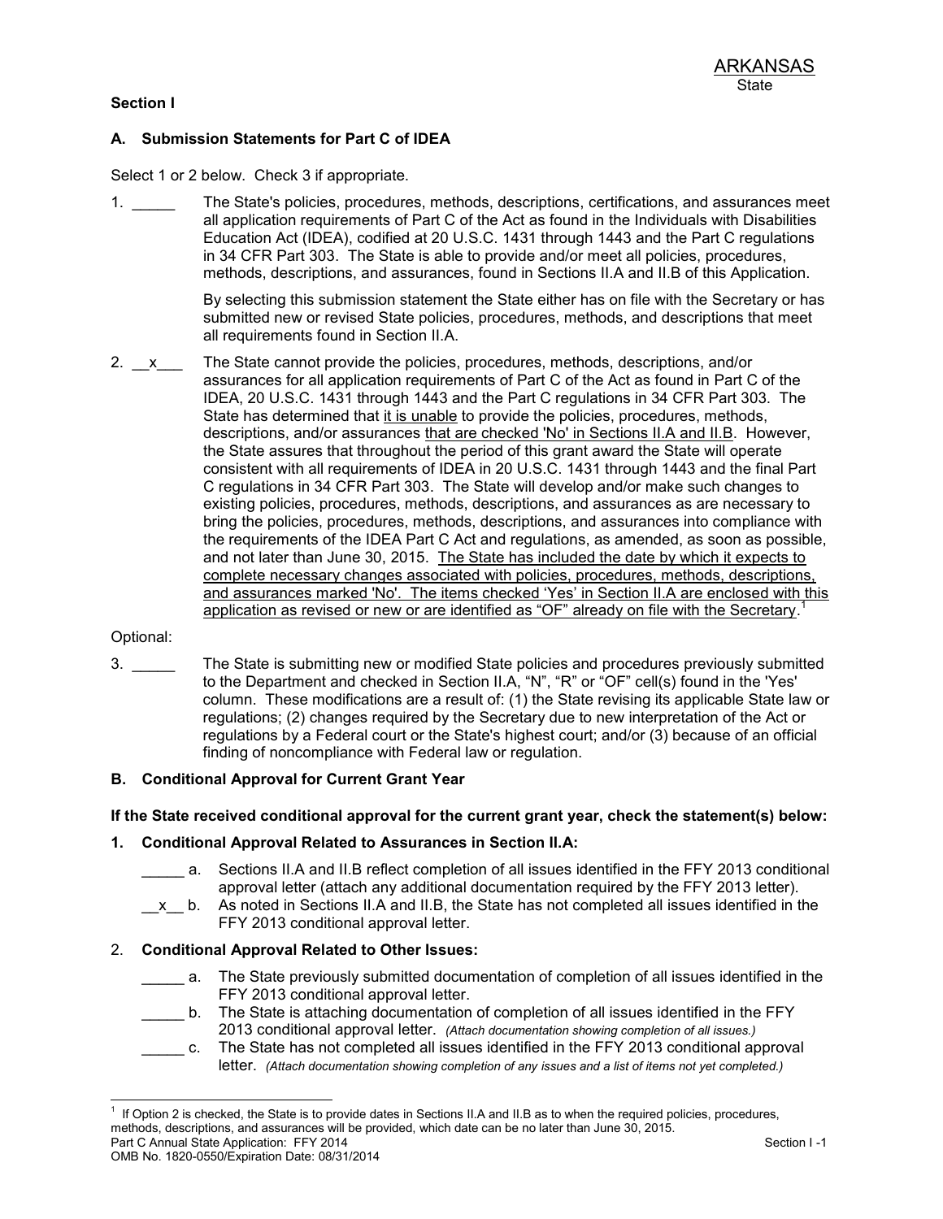ARKANSAS
State

**Section I**

**A. Submission Statements for Part C of IDEA**

Select 1 or 2 below. Check 3 if appropriate.

1. _____ The State's policies, procedures, methods, descriptions, certifications, and assurances meet all application requirements of Part C of the Act as found in the Individuals with Disabilities Education Act (IDEA), codified at 20 U.S.C. 1431 through 1443 and the Part C regulations in 34 CFR Part 303. The State is able to provide and/or meet all policies, procedures, methods, descriptions, and assurances, found in Sections II.A and II.B of this Application.

   By selecting this submission statement the State either has on file with the Secretary or has submitted new or revised State policies, procedures, methods, and descriptions that meet all requirements found in Section II.A.

2. __x___ The State cannot provide the policies, procedures, methods, descriptions, and/or assurances for all application requirements of Part C of the Act as found in Part C of the IDEA, 20 U.S.C. 1431 through 1443 and the Part C regulations in 34 CFR Part 303. The State has determined that it is unable to provide the policies, procedures, methods, descriptions, and/or assurances that are checked 'No' in Sections II.A and II.B. However, the State assures that throughout the period of this grant award the State will operate consistent with all requirements of IDEA in 20 U.S.C. 1431 through 1443 and the final Part C regulations in 34 CFR Part 303. The State will develop and/or make such changes to existing policies, procedures, methods, descriptions, and assurances as are necessary to bring the policies, procedures, methods, descriptions, and assurances into compliance with the requirements of the IDEA Part C Act and regulations, as amended, as soon as possible, and not later than June 30, 2015. The State has included the date by which it expects to complete necessary changes associated with policies, procedures, methods, descriptions, and assurances marked 'No'. The items checked 'Yes' in Section II.A are enclosed with this application as revised or new or are identified as "OF" already on file with the Secretary.[1]

Optional:

3. _____ The State is submitting new or modified State policies and procedures previously submitted to the Department and checked in Section II.A, "N", "R" or "OF" cell(s) found in the 'Yes' column. These modifications are a result of: (1) the State revising its applicable State law or regulations; (2) changes required by the Secretary due to new interpretation of the Act or regulations by a Federal court or the State's highest court; and/or (3) because of an official finding of noncompliance with Federal law or regulation.

**B. Conditional Approval for Current Grant Year**

**If the State received conditional approval for the current grant year, check the statement(s) below:**

**1. Conditional Approval Related to Assurances in Section II.A:**

_____ a. Sections II.A and II.B reflect completion of all issues identified in the FFY 2013 conditional approval letter (attach any additional documentation required by the FFY 2013 letter).

__x__ b. As noted in Sections II.A and II.B, the State has not completed all issues identified in the FFY 2013 conditional approval letter.

2. **Conditional Approval Related to Other Issues:**

_____ a. The State previously submitted documentation of completion of all issues identified in the FFY 2013 conditional approval letter.

_____ b. The State is attaching documentation of completion of all issues identified in the FFY 2013 conditional approval letter. *(Attach documentation showing completion of all issues.)*

_____ c. The State has not completed all issues identified in the FFY 2013 conditional approval letter. *(Attach documentation showing completion of any issues and a list of items not yet completed.)*

[1] If Option 2 is checked, the State is to provide dates in Sections II.A and II.B as to when the required policies, procedures, methods, descriptions, and assurances will be provided, which date can be no later than June 30, 2015.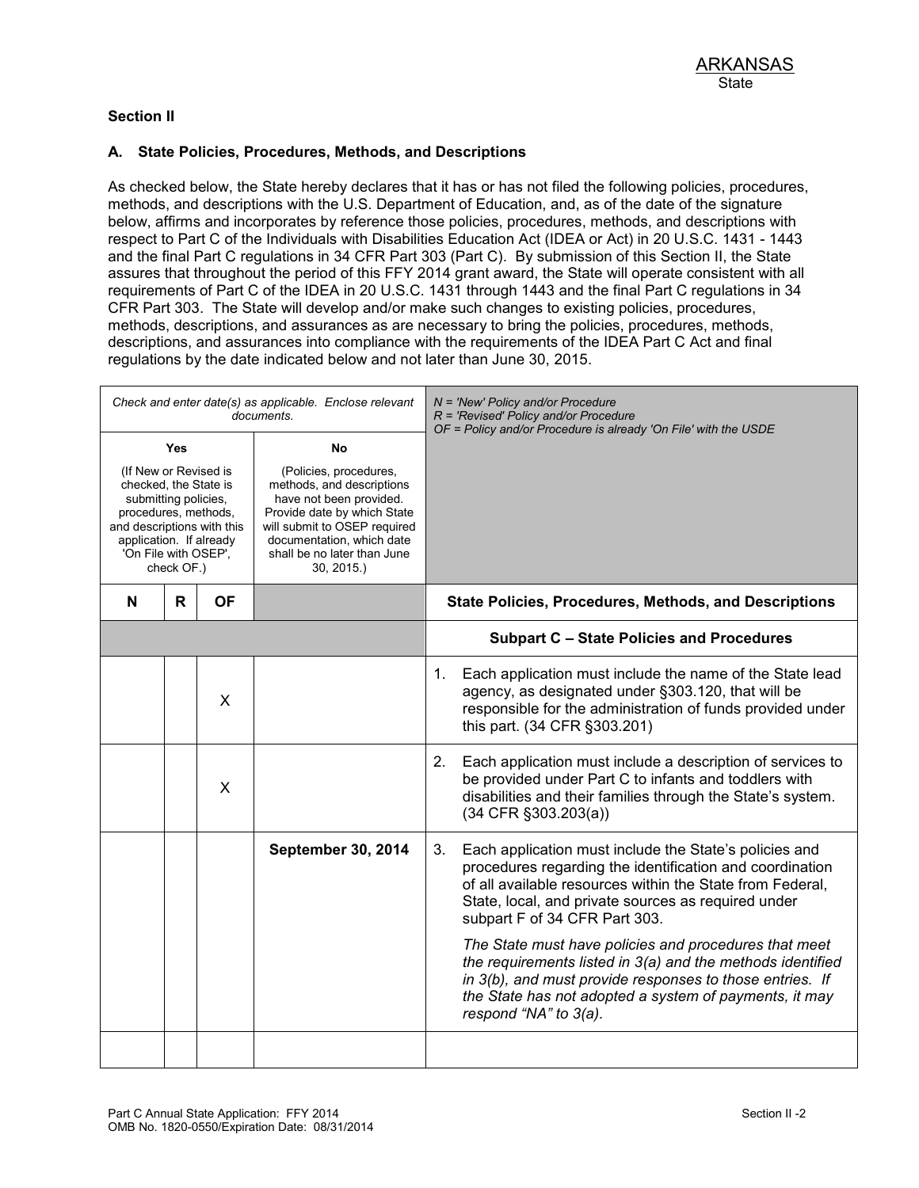ARKANSAS
State

**Section II**

**A. State Policies, Procedures, Methods, and Descriptions**

As checked below, the State hereby declares that it has or has not filed the following policies, procedures, methods, and descriptions with the U.S. Department of Education, and, as of the date of the signature below, affirms and incorporates by reference those policies, procedures, methods, and descriptions with respect to Part C of the Individuals with Disabilities Education Act (IDEA or Act) in 20 U.S.C. 1431 - 1443 and the final Part C regulations in 34 CFR Part 303 (Part C). By submission of this Section II, the State assures that throughout the period of this FFY 2014 grant award, the State will operate consistent with all requirements of Part C of the IDEA in 20 U.S.C. 1431 through 1443 and the final Part C regulations in 34 CFR Part 303. The State will develop and/or make such changes to existing policies, procedures, methods, descriptions, and assurances as are necessary to bring the policies, procedures, methods, descriptions, and assurances into compliance with the requirements of the IDEA Part C Act and final regulations by the date indicated below and not later than June 30, 2015.

| *Check and enter date(s) as applicable. Enclose relevant documents.* | | | | *N = 'New' Policy and/or Procedure<br>R = 'Revised' Policy and/or Procedure<br>OF = Policy and/or Procedure is already 'On File' with the USDE* |
|---|---|---|---|---|
| **Yes**<br>(If New or Revised is checked, the State is submitting policies, procedures, methods, and descriptions with this application. If already 'On File with OSEP', check OF.) | | | **No**<br>(Policies, procedures, methods, and descriptions have not been provided. Provide date by which State will submit to OSEP required documentation, which date shall be no later than June 30, 2015.) | |
| **N** | **R** | **OF** | | **State Policies, Procedures, Methods, and Descriptions** |
| | | | | **Subpart C – State Policies and Procedures** |
| | | X | | 1. Each application must include the name of the State lead agency, as designated under §303.120, that will be responsible for the administration of funds provided under this part. (34 CFR §303.201) |
| | | X | | 2. Each application must include a description of services to be provided under Part C to infants and toddlers with disabilities and their families through the State's system. (34 CFR §303.203(a)) |
| | | | **September 30, 2014** | 3. Each application must include the State's policies and procedures regarding the identification and coordination of all available resources within the State from Federal, State, local, and private sources as required under subpart F of 34 CFR Part 303.<br><br>*The State must have policies and procedures that meet the requirements listed in 3(a) and the methods identified in 3(b), and must provide responses to those entries. If the State has not adopted a system of payments, it may respond "NA" to 3(a).* |
| | | | | |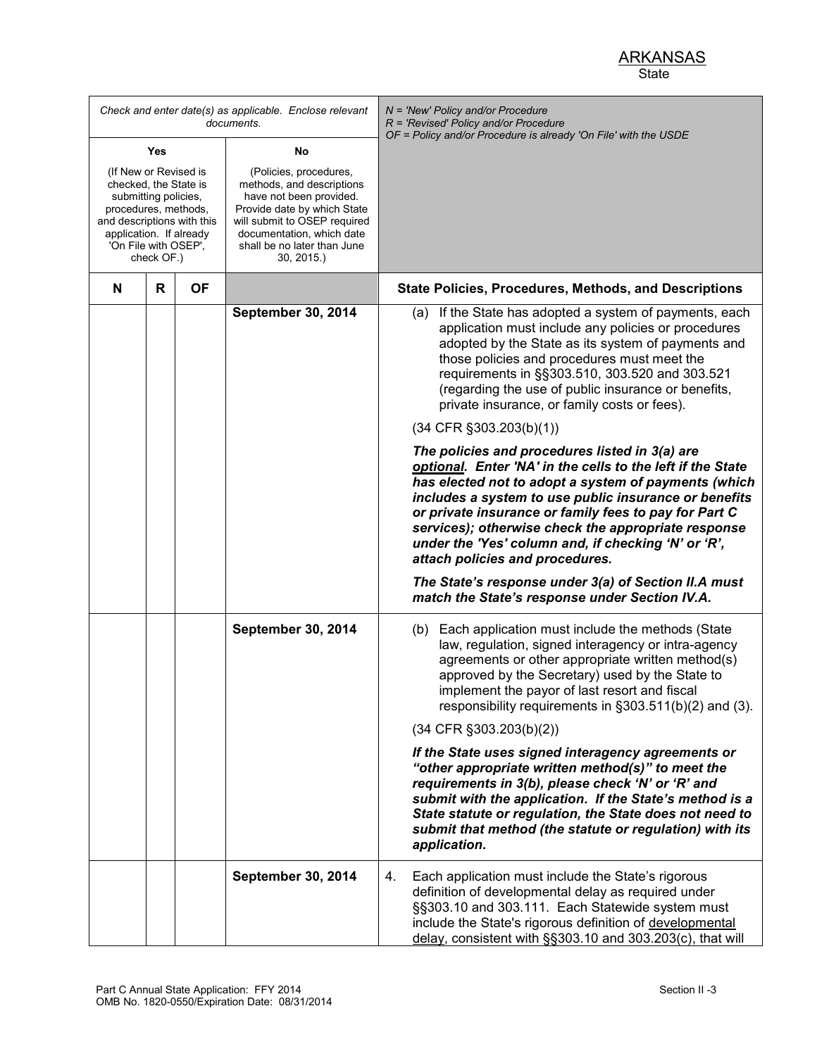ARKANSAS
State

| Check and enter date(s) as applicable. Enclose relevant documents. | | | | N = 'New' Policy and/or Procedure<br>R = 'Revised' Policy and/or Procedure<br>OF = Policy and/or Procedure is already 'On File' with the USDE |
|---|---|---|---|---|
| Yes<br>(If New or Revised is checked, the State is submitting policies, procedures, methods, and descriptions with this application. If already 'On File with OSEP', check OF.) | | | No<br>(Policies, procedures, methods, and descriptions have not been provided. Provide date by which State will submit to OSEP required documentation, which date shall be no later than June 30, 2015.) | |
| **N** | **R** | **OF** | | **State Policies, Procedures, Methods, and Descriptions** |
| | | | **September 30, 2014** | (a) If the State has adopted a system of payments, each application must include any policies or procedures adopted by the State as its system of payments and those policies and procedures must meet the requirements in §§303.510, 303.520 and 303.521 (regarding the use of public insurance or benefits, private insurance, or family costs or fees).<br><br>(34 CFR §303.203(b)(1))<br><br>***The policies and procedures listed in 3(a) are <u>optional</u>. Enter 'NA' in the cells to the left if the State has elected not to adopt a system of payments (which includes a system to use public insurance or benefits or private insurance or family fees to pay for Part C services); otherwise check the appropriate response under the 'Yes' column and, if checking 'N' or 'R', attach policies and procedures.***<br><br>***The State's response under 3(a) of Section II.A must match the State's response under Section IV.A.*** |
| | | | **September 30, 2014** | (b) Each application must include the methods (State law, regulation, signed interagency or intra-agency agreements or other appropriate written method(s) approved by the Secretary) used by the State to implement the payor of last resort and fiscal responsibility requirements in §303.511(b)(2) and (3).<br><br>(34 CFR §303.203(b)(2))<br><br>***If the State uses signed interagency agreements or "other appropriate written method(s)" to meet the requirements in 3(b), please check 'N' or 'R' and submit with the application. If the State's method is a State statute or regulation, the State does not need to submit that method (the statute or regulation) with its application.*** |
| | | | **September 30, 2014** | 4. Each application must include the State's rigorous definition of developmental delay as required under §§303.10 and 303.111. Each Statewide system must include the State's rigorous definition of <u>developmental delay</u>, consistent with §§303.10 and 303.203(c), that will |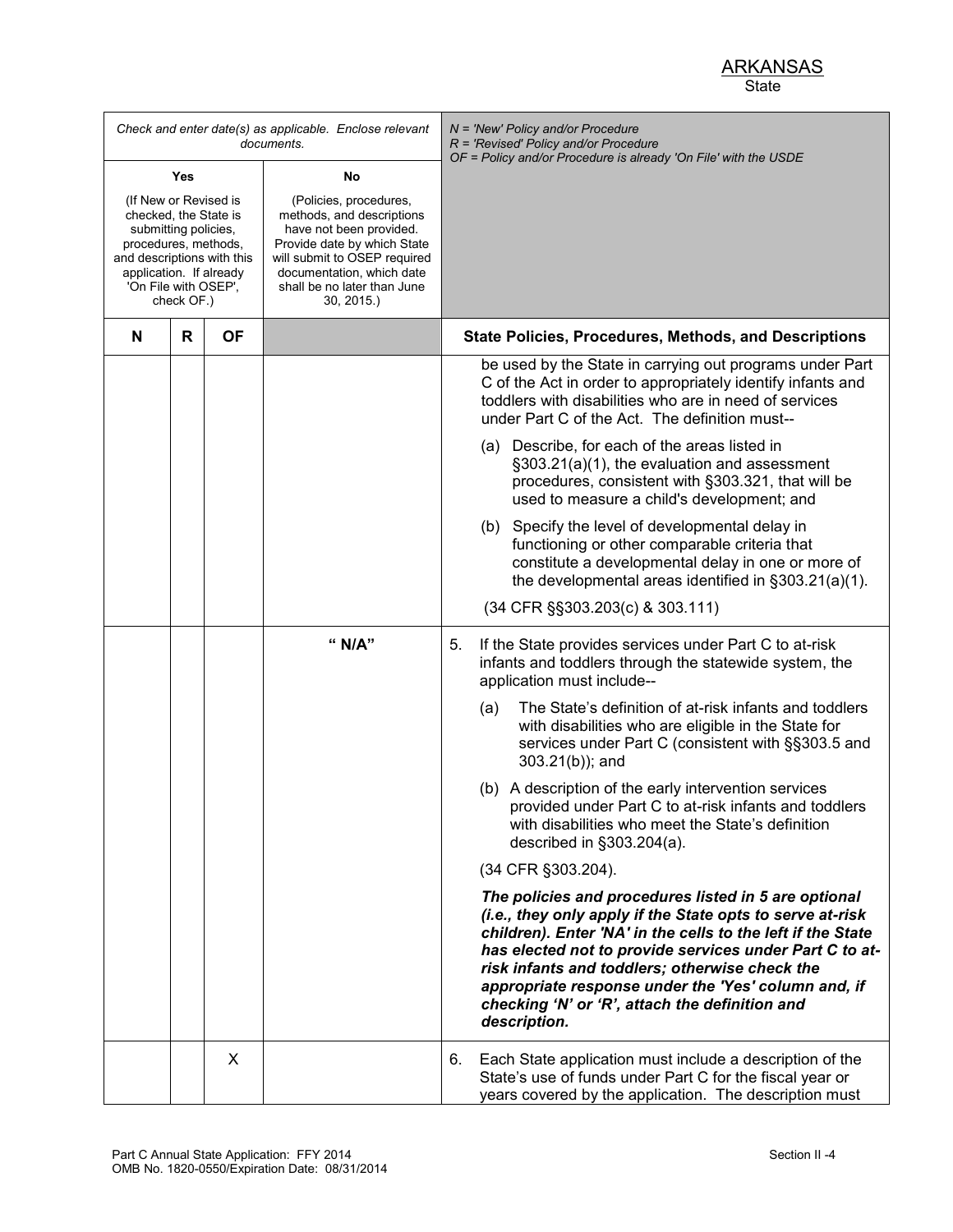ARKANSAS
State

| Check and enter date(s) as applicable. Enclose relevant documents. | | | | N = 'New' Policy and/or Procedure<br>R = 'Revised' Policy and/or Procedure<br>OF = Policy and/or Procedure is already 'On File' with the USDE |
|---|---|---|---|---|
| **Yes**<br>(If New or Revised is checked, the State is submitting policies, procedures, methods, and descriptions with this application. If already 'On File with OSEP', check OF.) | | | **No**<br>(Policies, procedures, methods, and descriptions have not been provided. Provide date by which State will submit to OSEP required documentation, which date shall be no later than June 30, 2015.) | |
| **N** | **R** | **OF** | | **State Policies, Procedures, Methods, and Descriptions** |
| | | | | be used by the State in carrying out programs under Part C of the Act in order to appropriately identify infants and toddlers with disabilities who are in need of services under Part C of the Act. The definition must--<br><br>(a) Describe, for each of the areas listed in §303.21(a)(1), the evaluation and assessment procedures, consistent with §303.321, that will be used to measure a child's development; and<br><br>(b) Specify the level of developmental delay in functioning or other comparable criteria that constitute a developmental delay in one or more of the developmental areas identified in §303.21(a)(1).<br><br>(34 CFR §§303.203(c) & 303.111) |
| | | | " N/A" | 5. If the State provides services under Part C to at-risk infants and toddlers through the statewide system, the application must include--<br><br>(a) The State's definition of at-risk infants and toddlers with disabilities who are eligible in the State for services under Part C (consistent with §§303.5 and 303.21(b)); and<br><br>(b) A description of the early intervention services provided under Part C to at-risk infants and toddlers with disabilities who meet the State's definition described in §303.204(a).<br><br>(34 CFR §303.204).<br><br>***The policies and procedures listed in 5 are optional (i.e., they only apply if the State opts to serve at-risk children). Enter 'NA' in the cells to the left if the State has elected not to provide services under Part C to at-risk infants and toddlers; otherwise check the appropriate response under the 'Yes' column and, if checking 'N' or 'R', attach the definition and description.*** |
| | | X | | 6. Each State application must include a description of the State's use of funds under Part C for the fiscal year or years covered by the application. The description must |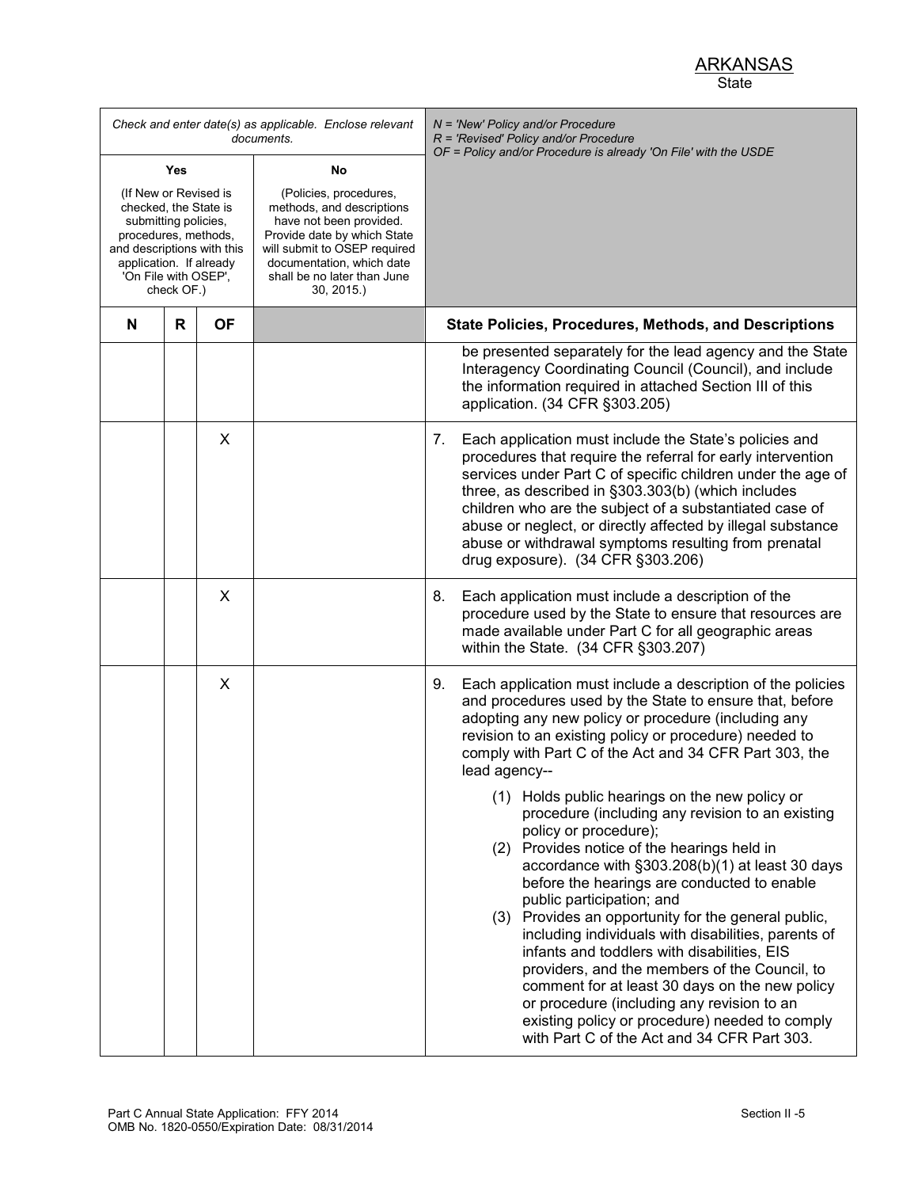ARKANSAS
State

| Check and enter date(s) as applicable. Enclose relevant documents. | | | | *N = 'New' Policy and/or Procedure* *R = 'Revised' Policy and/or Procedure* *OF = Policy and/or Procedure is already 'On File' with the USDE* |
|---|---|---|---|---|
| **Yes** (If New or Revised is checked, the State is submitting policies, procedures, methods, and descriptions with this application. If already 'On File with OSEP', check OF.) | | | **No** (Policies, procedures, methods, and descriptions have not been provided. Provide date by which State will submit to OSEP required documentation, which date shall be no later than June 30, 2015.) | |
| **N** | **R** | **OF** | | **State Policies, Procedures, Methods, and Descriptions** |
| | | | | be presented separately for the lead agency and the State Interagency Coordinating Council (Council), and include the information required in attached Section III of this application. (34 CFR §303.205) |
| | | X | | 7. Each application must include the State's policies and procedures that require the referral for early intervention services under Part C of specific children under the age of three, as described in §303.303(b) (which includes children who are the subject of a substantiated case of abuse or neglect, or directly affected by illegal substance abuse or withdrawal symptoms resulting from prenatal drug exposure). (34 CFR §303.206) |
| | | X | | 8. Each application must include a description of the procedure used by the State to ensure that resources are made available under Part C for all geographic areas within the State. (34 CFR §303.207) |
| | | X | | 9. Each application must include a description of the policies and procedures used by the State to ensure that, before adopting any new policy or procedure (including any revision to an existing policy or procedure) needed to comply with Part C of the Act and 34 CFR Part 303, the lead agency-- (1) Holds public hearings on the new policy or procedure (including any revision to an existing policy or procedure); (2) Provides notice of the hearings held in accordance with §303.208(b)(1) at least 30 days before the hearings are conducted to enable public participation; and (3) Provides an opportunity for the general public, including individuals with disabilities, parents of infants and toddlers with disabilities, EIS providers, and the members of the Council, to comment for at least 30 days on the new policy or procedure (including any revision to an existing policy or procedure) needed to comply with Part C of the Act and 34 CFR Part 303. |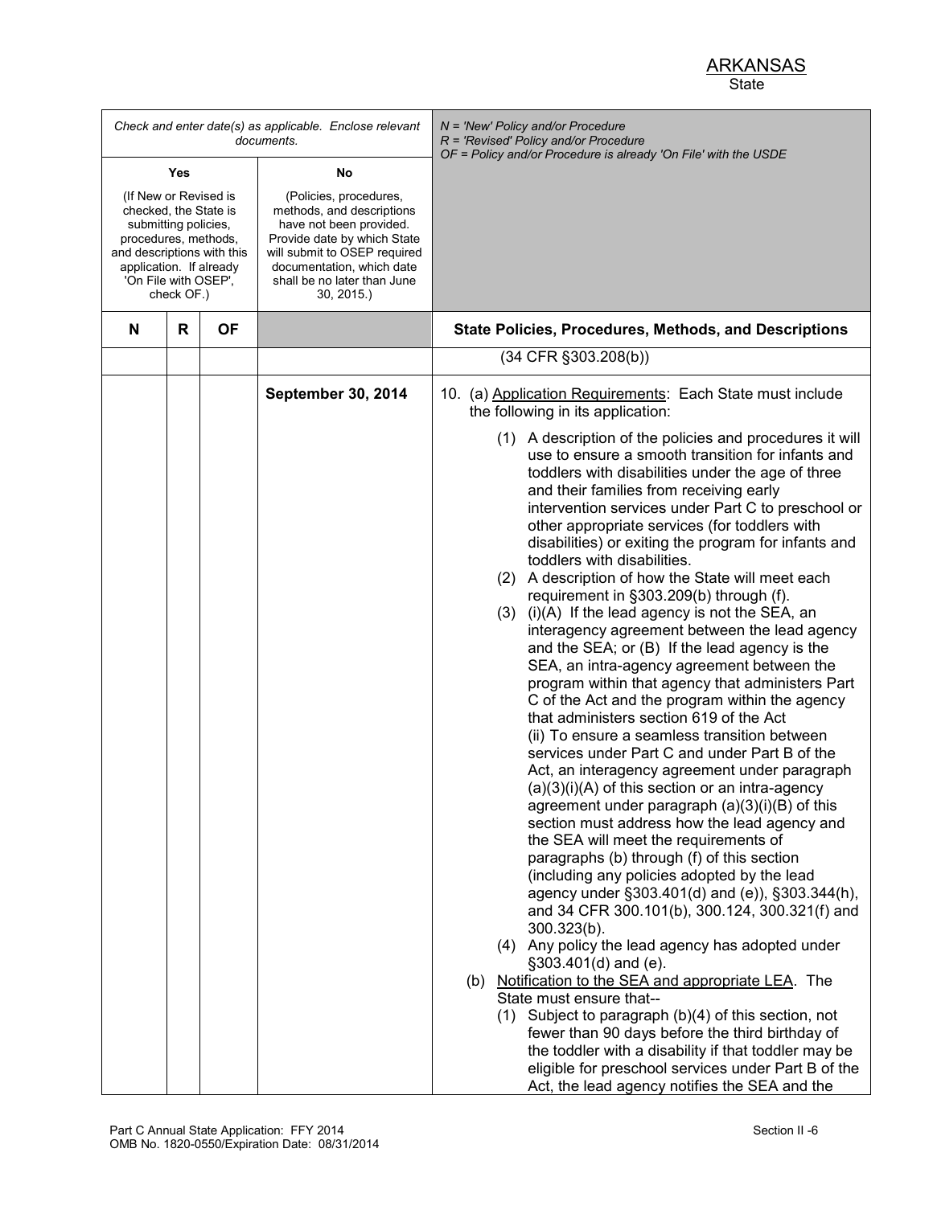ARKANSAS
State

| Check and enter date(s) as applicable. Enclose relevant documents. | | | | *N = 'New' Policy and/or Procedure*<br>*R = 'Revised' Policy and/or Procedure*<br>*OF = Policy and/or Procedure is already 'On File' with the USDE* |
|---|---|---|---|---|
| **Yes**<br>(If New or Revised is checked, the State is submitting policies, procedures, methods, and descriptions with this application. If already 'On File with OSEP', check OF.) | | | **No**<br>(Policies, procedures, methods, and descriptions have not been provided. Provide date by which State will submit to OSEP required documentation, which date shall be no later than June 30, 2015.) | |
| **N** | **R** | **OF** | | **State Policies, Procedures, Methods, and Descriptions** |
| | | | | (34 CFR §303.208(b)) |
| | | | **September 30, 2014** | 10. (a) Application Requirements: Each State must include the following in its application:<br>(1) A description of the policies and procedures it will use to ensure a smooth transition for infants and toddlers with disabilities under the age of three and their families from receiving early intervention services under Part C to preschool or other appropriate services (for toddlers with disabilities) or exiting the program for infants and toddlers with disabilities.<br>(2) A description of how the State will meet each requirement in §303.209(b) through (f).<br>(3) (i)(A) If the lead agency is not the SEA, an interagency agreement between the lead agency and the SEA; or (B) If the lead agency is the SEA, an intra-agency agreement between the program within that agency that administers Part C of the Act and the program within the agency that administers section 619 of the Act<br>(ii) To ensure a seamless transition between services under Part C and under Part B of the Act, an interagency agreement under paragraph (a)(3)(i)(A) of this section or an intra-agency agreement under paragraph (a)(3)(i)(B) of this section must address how the lead agency and the SEA will meet the requirements of paragraphs (b) through (f) of this section (including any policies adopted by the lead agency under §303.401(d) and (e)), §303.344(h), and 34 CFR 300.101(b), 300.124, 300.321(f) and 300.323(b).<br>(4) Any policy the lead agency has adopted under §303.401(d) and (e).<br>(b) Notification to the SEA and appropriate LEA. The State must ensure that--<br>(1) Subject to paragraph (b)(4) of this section, not fewer than 90 days before the third birthday of the toddler with a disability if that toddler may be eligible for preschool services under Part B of the Act, the lead agency notifies the SEA and the |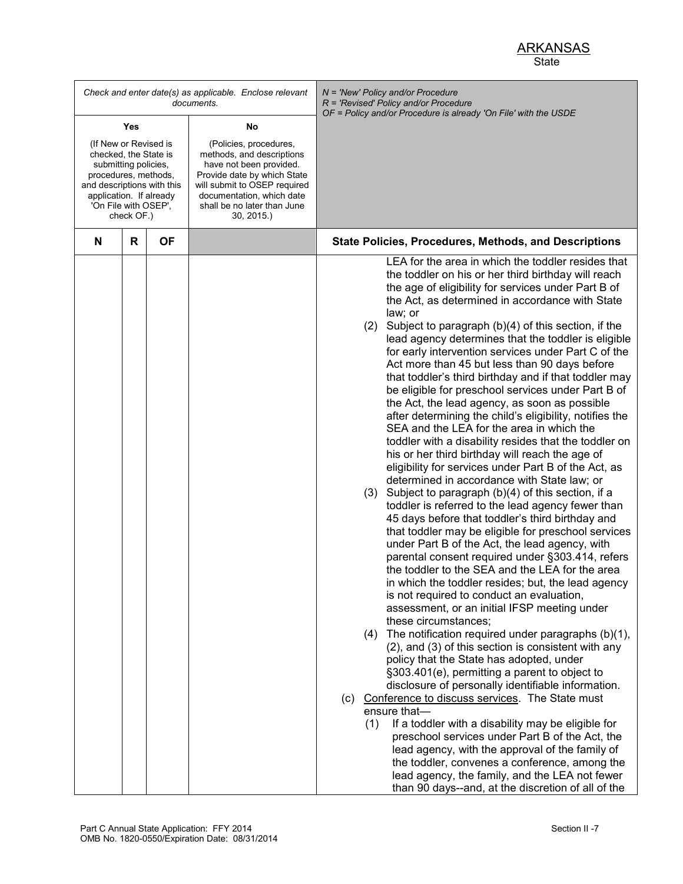ARKANSAS
State

| Check and enter date(s) as applicable. Enclose relevant documents. | | | | N = 'New' Policy and/or Procedure<br>R = 'Revised' Policy and/or Procedure<br>OF = Policy and/or Procedure is already 'On File' with the USDE |
|---|---|---|---|---|
| Yes<br>(If New or Revised is checked, the State is submitting policies, procedures, methods, and descriptions with this application. If already 'On File with OSEP', check OF.) | | | No<br>(Policies, procedures, methods, and descriptions have not been provided. Provide date by which State will submit to OSEP required documentation, which date shall be no later than June 30, 2015.) | |
| **N** | **R** | **OF** | | **State Policies, Procedures, Methods, and Descriptions** |
| | | | | LEA for the area in which the toddler resides that the toddler on his or her third birthday will reach the age of eligibility for services under Part B of the Act, as determined in accordance with State law; or<br>(2) Subject to paragraph (b)(4) of this section, if the lead agency determines that the toddler is eligible for early intervention services under Part C of the Act more than 45 but less than 90 days before that toddler's third birthday and if that toddler may be eligible for preschool services under Part B of the Act, the lead agency, as soon as possible after determining the child's eligibility, notifies the SEA and the LEA for the area in which the toddler with a disability resides that the toddler on his or her third birthday will reach the age of eligibility for services under Part B of the Act, as determined in accordance with State law; or<br>(3) Subject to paragraph (b)(4) of this section, if a toddler is referred to the lead agency fewer than 45 days before that toddler's third birthday and that toddler may be eligible for preschool services under Part B of the Act, the lead agency, with parental consent required under §303.414, refers the toddler to the SEA and the LEA for the area in which the toddler resides; but, the lead agency is not required to conduct an evaluation, assessment, or an initial IFSP meeting under these circumstances;<br>(4) The notification required under paragraphs (b)(1), (2), and (3) of this section is consistent with any policy that the State has adopted, under §303.401(e), permitting a parent to object to disclosure of personally identifiable information.<br>(c) Conference to discuss services. The State must ensure that—<br>(1) If a toddler with a disability may be eligible for preschool services under Part B of the Act, the lead agency, with the approval of the family of the toddler, convenes a conference, among the lead agency, the family, and the LEA not fewer than 90 days--and, at the discretion of all of the |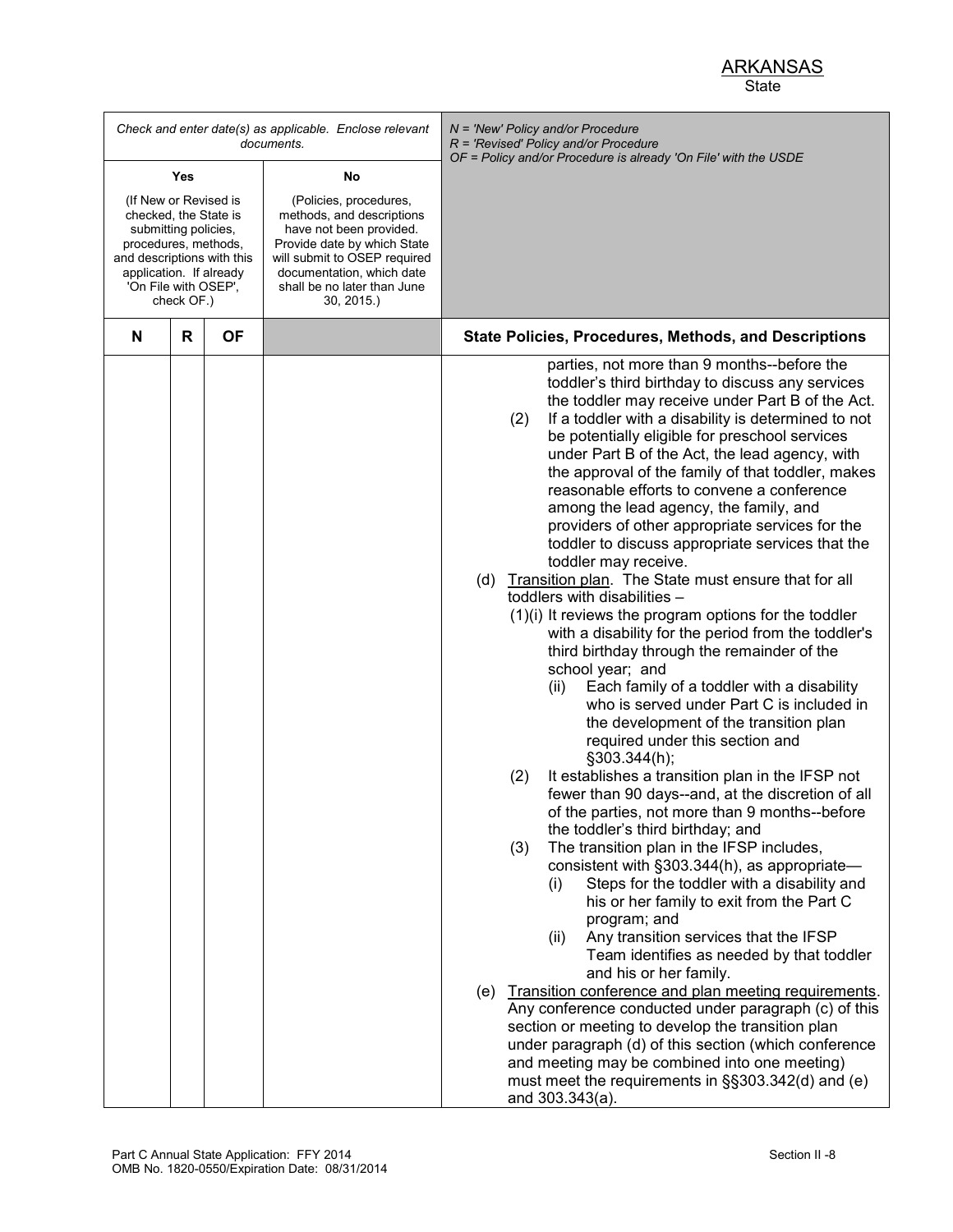ARKANSAS
State

| Check and enter date(s) as applicable. Enclose relevant documents. | | | | N = 'New' Policy and/or Procedure<br>R = 'Revised' Policy and/or Procedure<br>OF = Policy and/or Procedure is already 'On File' with the USDE |
|---|---|---|---|---|
| **Yes**<br>(If New or Revised is checked, the State is submitting policies, procedures, methods, and descriptions with this application. If already 'On File with OSEP', check OF.) | | | **No**<br>(Policies, procedures, methods, and descriptions have not been provided. Provide date by which State will submit to OSEP required documentation, which date shall be no later than June 30, 2015.) | |
| **N** | **R** | **OF** | | **State Policies, Procedures, Methods, and Descriptions** |
| | | | | parties, not more than 9 months--before the toddler's third birthday to discuss any services the toddler may receive under Part B of the Act.<br>(2) If a toddler with a disability is determined to not be potentially eligible for preschool services under Part B of the Act, the lead agency, with the approval of the family of that toddler, makes reasonable efforts to convene a conference among the lead agency, the family, and providers of other appropriate services for the toddler to discuss appropriate services that the toddler may receive.<br>(d) <u>Transition plan</u>. The State must ensure that for all toddlers with disabilities –<br>(1)(i) It reviews the program options for the toddler with a disability for the period from the toddler's third birthday through the remainder of the school year; and<br>(ii) Each family of a toddler with a disability who is served under Part C is included in the development of the transition plan required under this section and §303.344(h);<br>(2) It establishes a transition plan in the IFSP not fewer than 90 days--and, at the discretion of all of the parties, not more than 9 months--before the toddler's third birthday; and<br>(3) The transition plan in the IFSP includes, consistent with §303.344(h), as appropriate—<br>(i) Steps for the toddler with a disability and his or her family to exit from the Part C program; and<br>(ii) Any transition services that the IFSP Team identifies as needed by that toddler and his or her family.<br>(e) <u>Transition conference and plan meeting requirements</u>. Any conference conducted under paragraph (c) of this section or meeting to develop the transition plan under paragraph (d) of this section (which conference and meeting may be combined into one meeting) must meet the requirements in §§303.342(d) and (e) and 303.343(a). |

Part C Annual State Application: FFY 2014
OMB No. 1820-0550/Expiration Date: 08/31/2014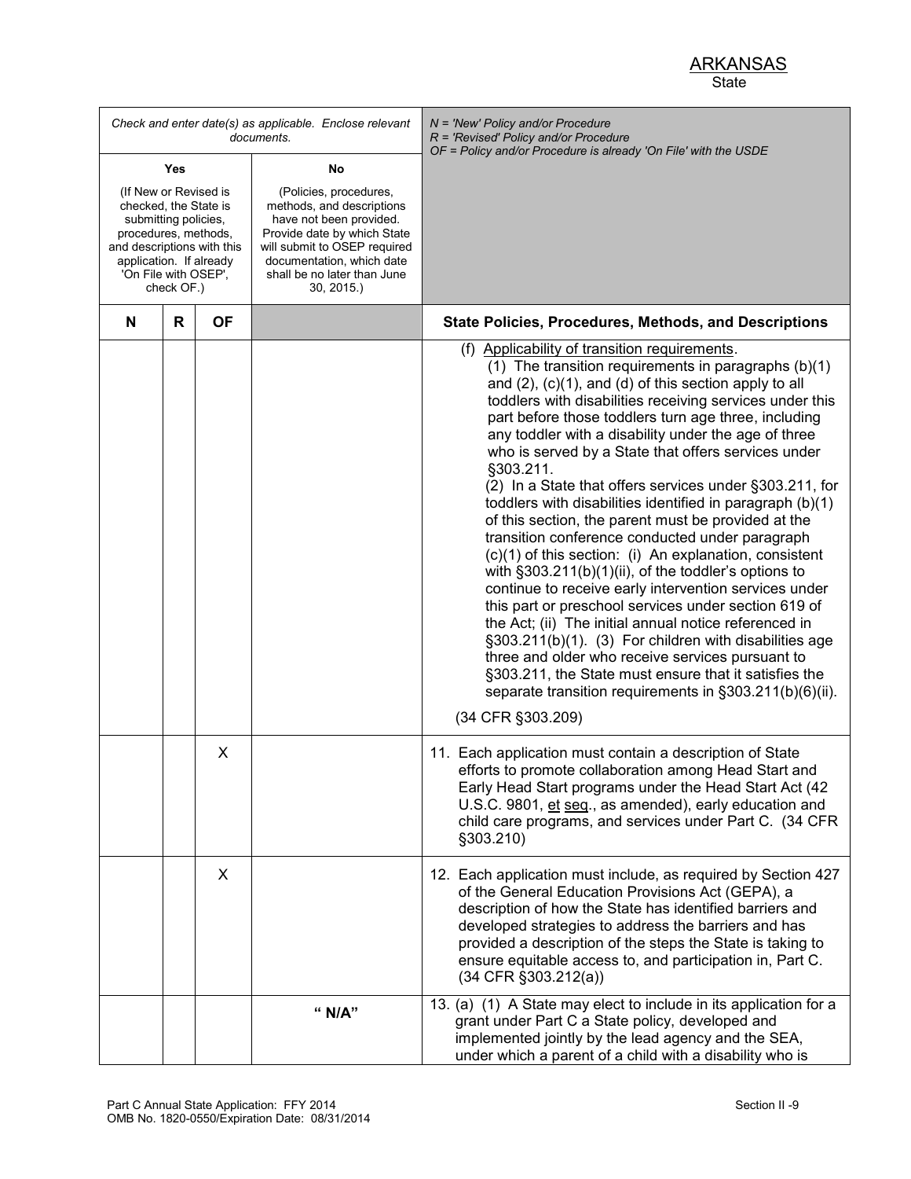ARKANSAS
State

| Check and enter date(s) as applicable. Enclose relevant documents. | | | | N = 'New' Policy and/or Procedure<br>R = 'Revised' Policy and/or Procedure<br>OF = Policy and/or Procedure is already 'On File' with the USDE |
|---|---|---|---|---|
| **Yes**<br>(If New or Revised is checked, the State is submitting policies, procedures, methods, and descriptions with this application. If already 'On File with OSEP', check OF.) | | | **No**<br>(Policies, procedures, methods, and descriptions have not been provided. Provide date by which State will submit to OSEP required documentation, which date shall be no later than June 30, 2015.) | |
| **N** | **R** | **OF** | | **State Policies, Procedures, Methods, and Descriptions** |
| | | | | (f) Applicability of transition requirements.<br>(1) The transition requirements in paragraphs (b)(1) and (2), (c)(1), and (d) of this section apply to all toddlers with disabilities receiving services under this part before those toddlers turn age three, including any toddler with a disability under the age of three who is served by a State that offers services under §303.211.<br>(2) In a State that offers services under §303.211, for toddlers with disabilities identified in paragraph (b)(1) of this section, the parent must be provided at the transition conference conducted under paragraph (c)(1) of this section: (i) An explanation, consistent with §303.211(b)(1)(ii), of the toddler's options to continue to receive early intervention services under this part or preschool services under section 619 of the Act; (ii) The initial annual notice referenced in §303.211(b)(1). (3) For children with disabilities age three and older who receive services pursuant to §303.211, the State must ensure that it satisfies the separate transition requirements in §303.211(b)(6)(ii).<br>(34 CFR §303.209) |
| | | X | | 11. Each application must contain a description of State efforts to promote collaboration among Head Start and Early Head Start programs under the Head Start Act (42 U.S.C. 9801, et seq., as amended), early education and child care programs, and services under Part C. (34 CFR §303.210) |
| | | X | | 12. Each application must include, as required by Section 427 of the General Education Provisions Act (GEPA), a description of how the State has identified barriers and developed strategies to address the barriers and has provided a description of the steps the State is taking to ensure equitable access to, and participation in, Part C. (34 CFR §303.212(a)) |
| | | | " N/A" | 13. (a) (1) A State may elect to include in its application for a grant under Part C a State policy, developed and implemented jointly by the lead agency and the SEA, under which a parent of a child with a disability who is |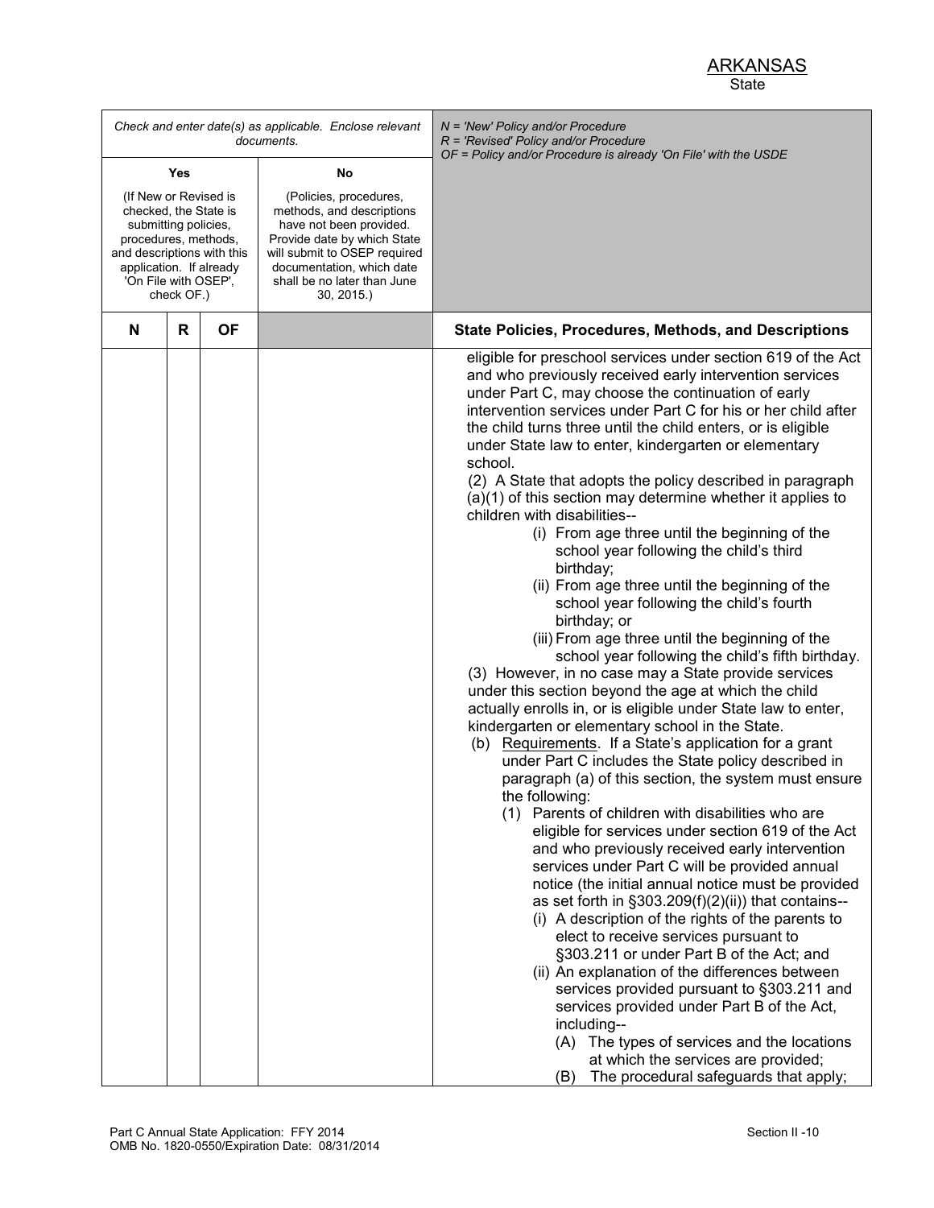ARKANSAS
State

| Check and enter date(s) as applicable. Enclose relevant documents. | | | | N = 'New' Policy and/or Procedure<br>R = 'Revised' Policy and/or Procedure<br>OF = Policy and/or Procedure is already 'On File' with the USDE |
|---|---|---|---|---|
| Yes<br><br>(If New or Revised is checked, the State is submitting policies, procedures, methods, and descriptions with this application. If already 'On File with OSEP', check OF.) | | | No<br><br>(Policies, procedures, methods, and descriptions have not been provided. Provide date by which State will submit to OSEP required documentation, which date shall be no later than June 30, 2015.) | |
| **N** | **R** | **OF** | | **State Policies, Procedures, Methods, and Descriptions** |
| | | | | eligible for preschool services under section 619 of the Act and who previously received early intervention services under Part C, may choose the continuation of early intervention services under Part C for his or her child after the child turns three until the child enters, or is eligible under State law to enter, kindergarten or elementary school.<br>(2) A State that adopts the policy described in paragraph (a)(1) of this section may determine whether it applies to children with disabilities--<br>(i) From age three until the beginning of the school year following the child's third birthday;<br>(ii) From age three until the beginning of the school year following the child's fourth birthday; or<br>(iii) From age three until the beginning of the school year following the child's fifth birthday.<br>(3) However, in no case may a State provide services under this section beyond the age at which the child actually enrolls in, or is eligible under State law to enter, kindergarten or elementary school in the State.<br>(b) Requirements. If a State's application for a grant under Part C includes the State policy described in paragraph (a) of this section, the system must ensure the following:<br>(1) Parents of children with disabilities who are eligible for services under section 619 of the Act and who previously received early intervention services under Part C will be provided annual notice (the initial annual notice must be provided as set forth in §303.209(f)(2)(ii)) that contains--<br>(i) A description of the rights of the parents to elect to receive services pursuant to §303.211 or under Part B of the Act; and<br>(ii) An explanation of the differences between services provided pursuant to §303.211 and services provided under Part B of the Act, including--<br>(A) The types of services and the locations at which the services are provided;<br>(B) The procedural safeguards that apply; |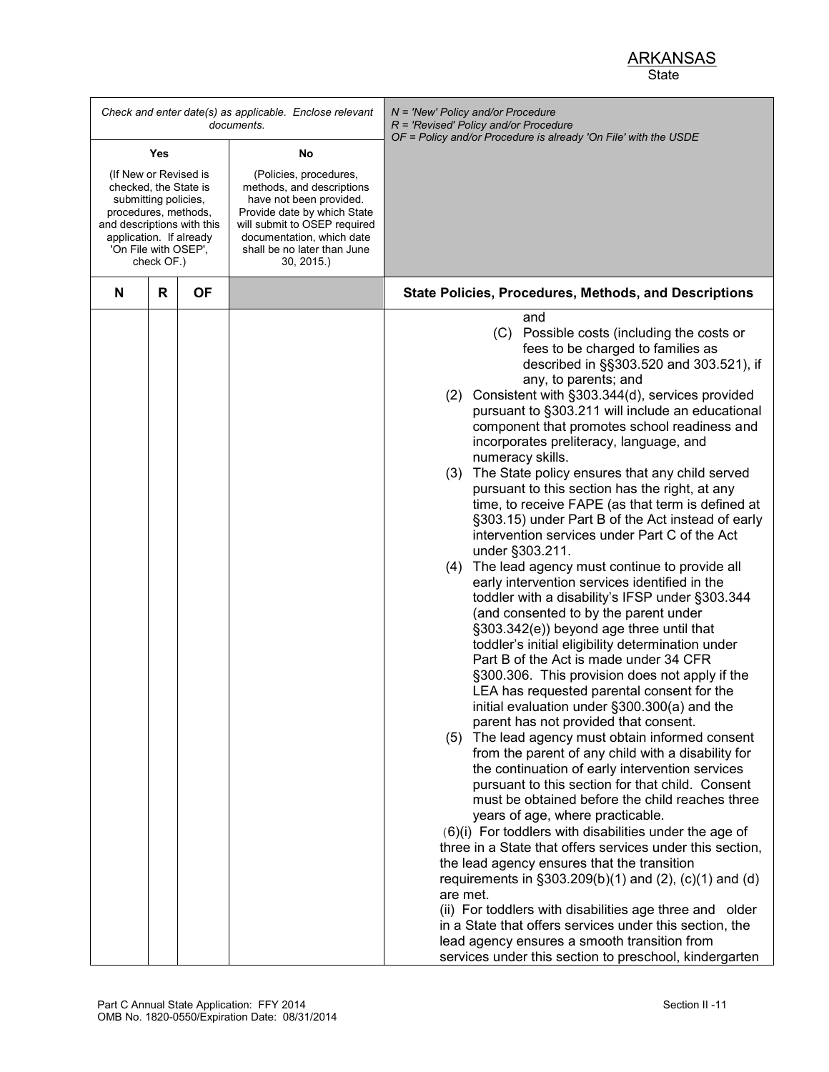ARKANSAS
State

| Check and enter date(s) as applicable. Enclose relevant documents. | | | | *N = 'New' Policy and/or Procedure* *R = 'Revised' Policy and/or Procedure* *OF = Policy and/or Procedure is already 'On File' with the USDE* |
|---|---|---|---|---|
| **Yes** (If New or Revised is checked, the State is submitting policies, procedures, methods, and descriptions with this application. If already 'On File with OSEP', check OF.) | | | **No** (Policies, procedures, methods, and descriptions have not been provided. Provide date by which State will submit to OSEP required documentation, which date shall be no later than June 30, 2015.) | |
| **N** | **R** | **OF** | | **State Policies, Procedures, Methods, and Descriptions** |
| | | | | and<br>(C) Possible costs (including the costs or fees to be charged to families as described in §§303.520 and 303.521), if any, to parents; and<br>(2) Consistent with §303.344(d), services provided pursuant to §303.211 will include an educational component that promotes school readiness and incorporates preliteracy, language, and numeracy skills.<br>(3) The State policy ensures that any child served pursuant to this section has the right, at any time, to receive FAPE (as that term is defined at §303.15) under Part B of the Act instead of early intervention services under Part C of the Act under §303.211.<br>(4) The lead agency must continue to provide all early intervention services identified in the toddler with a disability's IFSP under §303.344 (and consented to by the parent under §303.342(e)) beyond age three until that toddler's initial eligibility determination under Part B of the Act is made under 34 CFR §300.306. This provision does not apply if the LEA has requested parental consent for the initial evaluation under §300.300(a) and the parent has not provided that consent.<br>(5) The lead agency must obtain informed consent from the parent of any child with a disability for the continuation of early intervention services pursuant to this section for that child. Consent must be obtained before the child reaches three years of age, where practicable.<br>(6)(i) For toddlers with disabilities under the age of three in a State that offers services under this section, the lead agency ensures that the transition requirements in §303.209(b)(1) and (2), (c)(1) and (d) are met.<br>(ii) For toddlers with disabilities age three and older in a State that offers services under this section, the lead agency ensures a smooth transition from services under this section to preschool, kindergarten |

Part C Annual State Application: FFY 2014
OMB No. 1820-0550/Expiration Date: 08/31/2014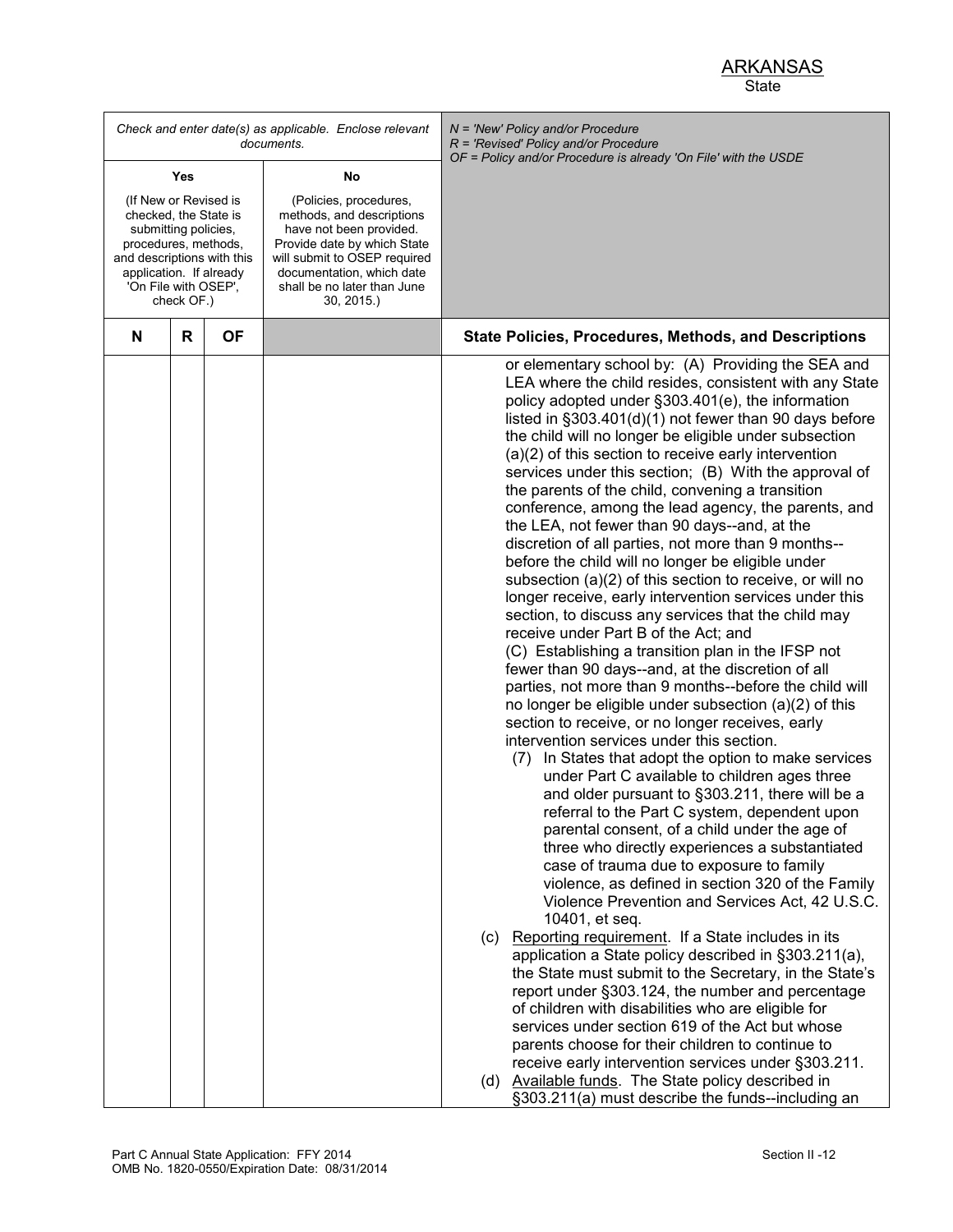ARKANSAS
State

| Check and enter date(s) as applicable. Enclose relevant documents. | | | | N = 'New' Policy and/or Procedure<br>R = 'Revised' Policy and/or Procedure<br>OF = Policy and/or Procedure is already 'On File' with the USDE |
|---|---|---|---|---|
| Yes<br><br>(If New or Revised is checked, the State is submitting policies, procedures, methods, and descriptions with this application. If already 'On File with OSEP', check OF.) | | | No<br><br>(Policies, procedures, methods, and descriptions have not been provided. Provide date by which State will submit to OSEP required documentation, which date shall be no later than June 30, 2015.) | |
| **N** | **R** | **OF** | | **State Policies, Procedures, Methods, and Descriptions** |
| | | | | or elementary school by: (A) Providing the SEA and LEA where the child resides, consistent with any State policy adopted under §303.401(e), the information listed in §303.401(d)(1) not fewer than 90 days before the child will no longer be eligible under subsection (a)(2) of this section to receive early intervention services under this section; (B) With the approval of the parents of the child, convening a transition conference, among the lead agency, the parents, and the LEA, not fewer than 90 days--and, at the discretion of all parties, not more than 9 months--before the child will no longer be eligible under subsection (a)(2) of this section to receive, or will no longer receive, early intervention services under this section, to discuss any services that the child may receive under Part B of the Act; and<br>(C) Establishing a transition plan in the IFSP not fewer than 90 days--and, at the discretion of all parties, not more than 9 months--before the child will no longer be eligible under subsection (a)(2) of this section to receive, or no longer receives, early intervention services under this section.<br>(7) In States that adopt the option to make services under Part C available to children ages three and older pursuant to §303.211, there will be a referral to the Part C system, dependent upon parental consent, of a child under the age of three who directly experiences a substantiated case of trauma due to exposure to family violence, as defined in section 320 of the Family Violence Prevention and Services Act, 42 U.S.C. 10401, et seq.<br>(c) Reporting requirement. If a State includes in its application a State policy described in §303.211(a), the State must submit to the Secretary, in the State's report under §303.124, the number and percentage of children with disabilities who are eligible for services under section 619 of the Act but whose parents choose for their children to continue to receive early intervention services under §303.211.<br>(d) Available funds. The State policy described in §303.211(a) must describe the funds--including an |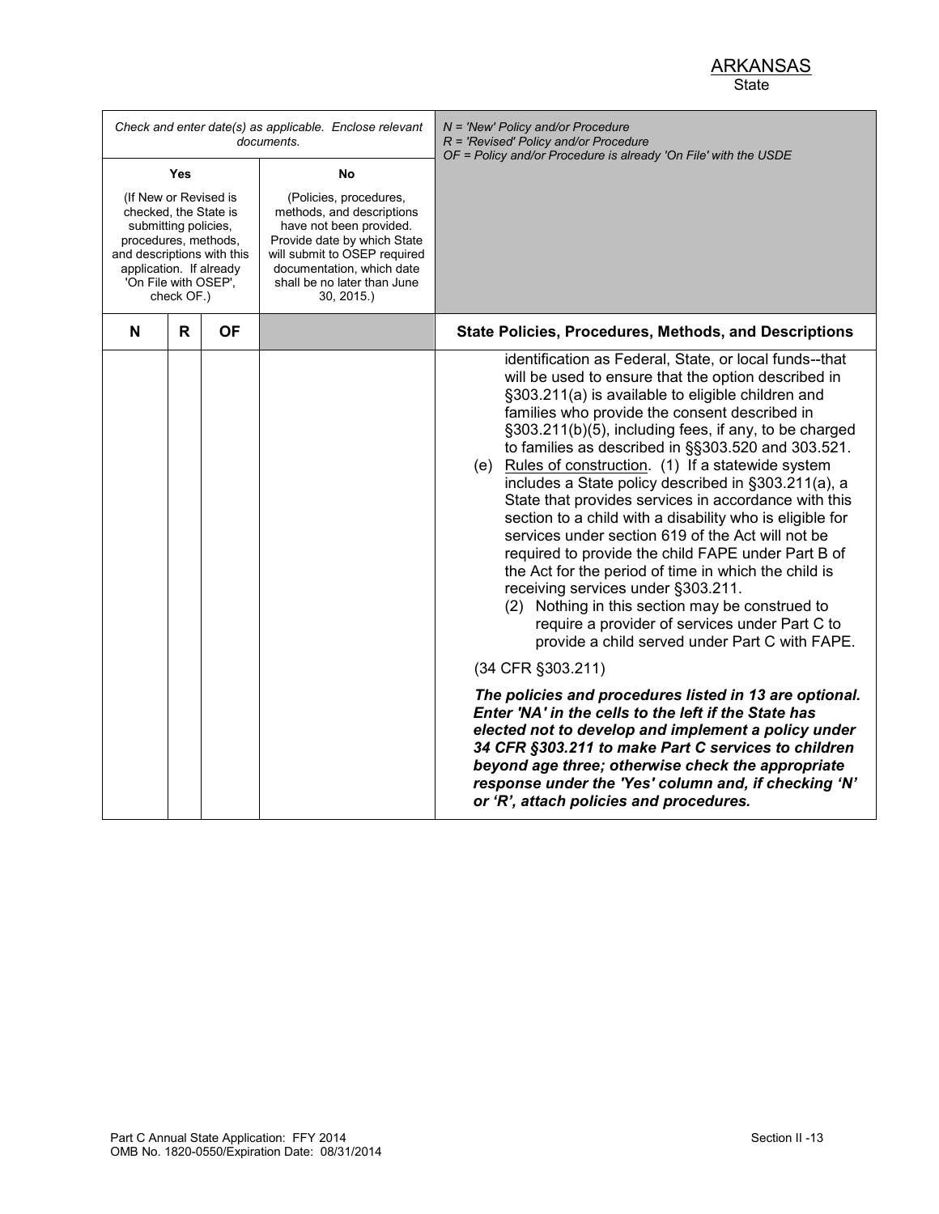ARKANSAS
State

| Check and enter date(s) as applicable. Enclose relevant documents. | | | | N = 'New' Policy and/or Procedure<br>R = 'Revised' Policy and/or Procedure<br>OF = Policy and/or Procedure is already 'On File' with the USDE |
|---|---|---|---|---|
| **Yes**<br>(If New or Revised is checked, the State is submitting policies, procedures, methods, and descriptions with this application. If already 'On File with OSEP', check OF.) | | | **No**<br>(Policies, procedures, methods, and descriptions have not been provided. Provide date by which State will submit to OSEP required documentation, which date shall be no later than June 30, 2015.) | |
| **N** | **R** | **OF** | | **State Policies, Procedures, Methods, and Descriptions** |
| | | | | identification as Federal, State, or local funds--that will be used to ensure that the option described in §303.211(a) is available to eligible children and families who provide the consent described in §303.211(b)(5), including fees, if any, to be charged to families as described in §§303.520 and 303.521.<br>(e) Rules of construction. (1) If a statewide system includes a State policy described in §303.211(a), a State that provides services in accordance with this section to a child with a disability who is eligible for services under section 619 of the Act will not be required to provide the child FAPE under Part B of the Act for the period of time in which the child is receiving services under §303.211.<br>(2) Nothing in this section may be construed to require a provider of services under Part C to provide a child served under Part C with FAPE.<br><br>(34 CFR §303.211)<br><br>***The policies and procedures listed in 13 are optional. Enter 'NA' in the cells to the left if the State has elected not to develop and implement a policy under 34 CFR §303.211 to make Part C services to children beyond age three; otherwise check the appropriate response under the 'Yes' column and, if checking 'N' or 'R', attach policies and procedures.*** |

Part C Annual State Application: FFY 2014
OMB No. 1820-0550/Expiration Date: 08/31/2014

Section II -13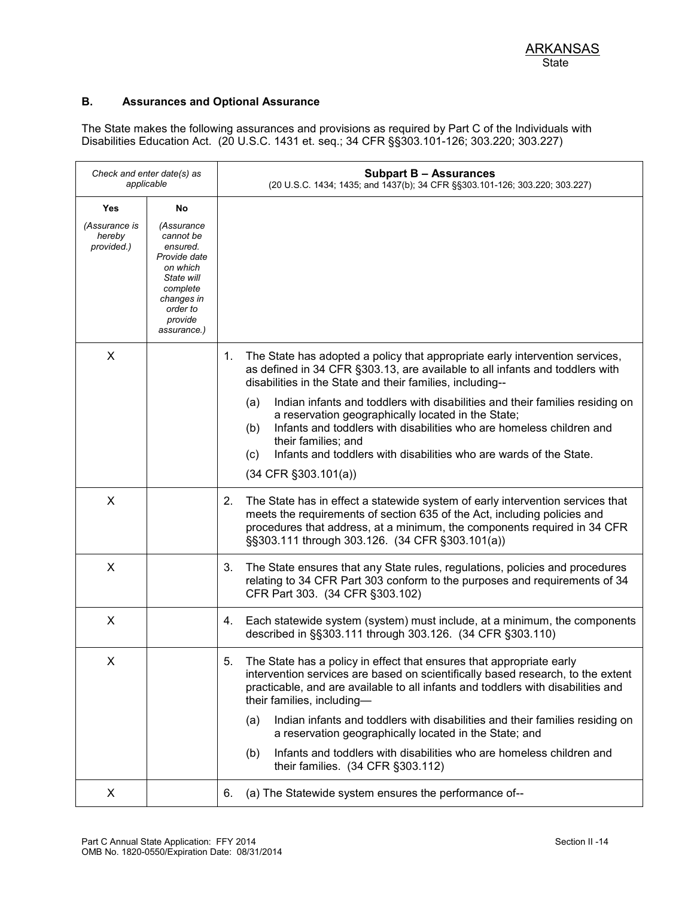ARKANSAS
State

### B. Assurances and Optional Assurance

The State makes the following assurances and provisions as required by Part C of the Individuals with Disabilities Education Act. (20 U.S.C. 1431 et. seq.; 34 CFR §§303.101-126; 303.220; 303.227)

| *Check and enter date(s) as applicable* | | **Subpart B – Assurances**<br>(20 U.S.C. 1434; 1435; and 1437(b); 34 CFR §§303.101-126; 303.220; 303.227) |
|---|---|---|
| **Yes**<br>*(Assurance is hereby provided.)* | **No**<br>*(Assurance cannot be ensured. Provide date on which State will complete changes in order to provide assurance.)* | |
| X | | 1. The State has adopted a policy that appropriate early intervention services, as defined in 34 CFR §303.13, are available to all infants and toddlers with disabilities in the State and their families, including--<br>(a) Indian infants and toddlers with disabilities and their families residing on a reservation geographically located in the State;<br>(b) Infants and toddlers with disabilities who are homeless children and their families; and<br>(c) Infants and toddlers with disabilities who are wards of the State.<br>(34 CFR §303.101(a)) |
| X | | 2. The State has in effect a statewide system of early intervention services that meets the requirements of section 635 of the Act, including policies and procedures that address, at a minimum, the components required in 34 CFR §§303.111 through 303.126. (34 CFR §303.101(a)) |
| X | | 3. The State ensures that any State rules, regulations, policies and procedures relating to 34 CFR Part 303 conform to the purposes and requirements of 34 CFR Part 303. (34 CFR §303.102) |
| X | | 4. Each statewide system (system) must include, at a minimum, the components described in §§303.111 through 303.126. (34 CFR §303.110) |
| X | | 5. The State has a policy in effect that ensures that appropriate early intervention services are based on scientifically based research, to the extent practicable, and are available to all infants and toddlers with disabilities and their families, including—<br>(a) Indian infants and toddlers with disabilities and their families residing on a reservation geographically located in the State; and<br>(b) Infants and toddlers with disabilities who are homeless children and their families. (34 CFR §303.112) |
| X | | 6. (a) The Statewide system ensures the performance of-- |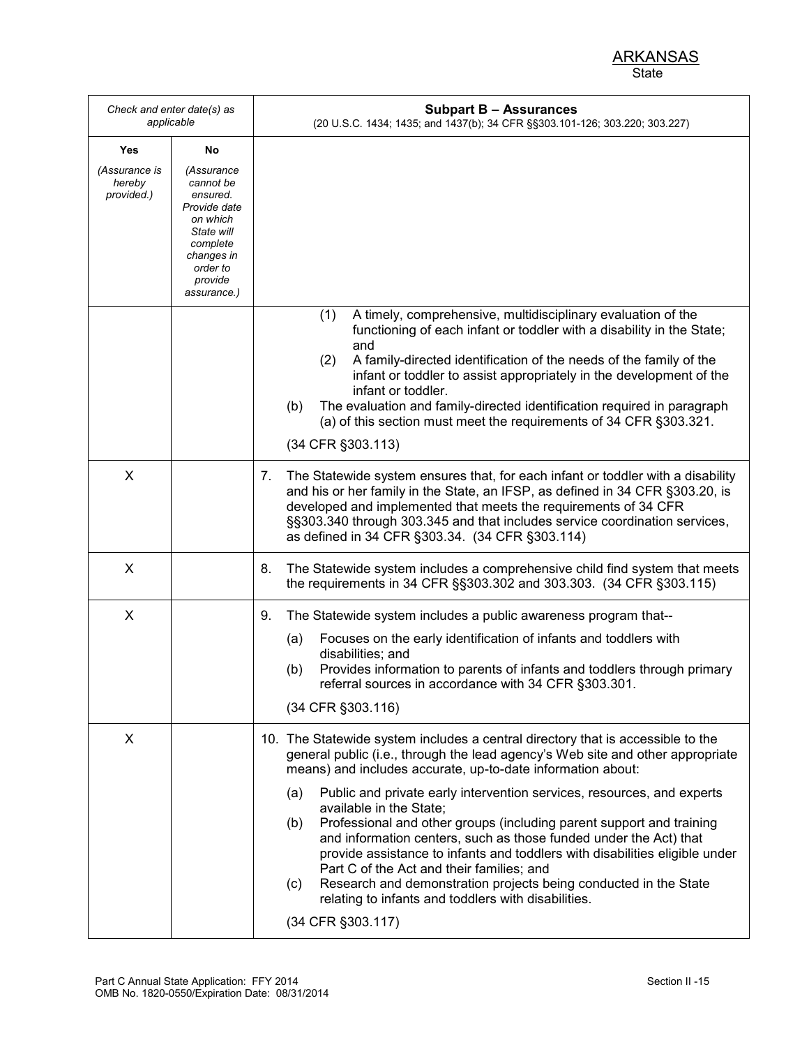ARKANSAS
State

| Check and enter date(s) as applicable | | **Subpart B – Assurances**<br>(20 U.S.C. 1434; 1435; and 1437(b); 34 CFR §§303.101-126; 303.220; 303.227) |
|---|---|---|
| **Yes**<br>*(Assurance is hereby provided.)* | **No**<br>*(Assurance cannot be ensured. Provide date on which State will complete changes in order to provide assurance.)* | |
| | | (1) A timely, comprehensive, multidisciplinary evaluation of the functioning of each infant or toddler with a disability in the State; and<br>(2) A family-directed identification of the needs of the family of the infant or toddler to assist appropriately in the development of the infant or toddler.<br>(b) The evaluation and family-directed identification required in paragraph (a) of this section must meet the requirements of 34 CFR §303.321.<br>(34 CFR §303.113) |
| X | | 7. The Statewide system ensures that, for each infant or toddler with a disability and his or her family in the State, an IFSP, as defined in 34 CFR §303.20, is developed and implemented that meets the requirements of 34 CFR §§303.340 through 303.345 and that includes service coordination services, as defined in 34 CFR §303.34. (34 CFR §303.114) |
| X | | 8. The Statewide system includes a comprehensive child find system that meets the requirements in 34 CFR §§303.302 and 303.303. (34 CFR §303.115) |
| X | | 9. The Statewide system includes a public awareness program that--<br>(a) Focuses on the early identification of infants and toddlers with disabilities; and<br>(b) Provides information to parents of infants and toddlers through primary referral sources in accordance with 34 CFR §303.301.<br>(34 CFR §303.116) |
| X | | 10. The Statewide system includes a central directory that is accessible to the general public (i.e., through the lead agency's Web site and other appropriate means) and includes accurate, up-to-date information about:<br>(a) Public and private early intervention services, resources, and experts available in the State;<br>(b) Professional and other groups (including parent support and training and information centers, such as those funded under the Act) that provide assistance to infants and toddlers with disabilities eligible under Part C of the Act and their families; and<br>(c) Research and demonstration projects being conducted in the State relating to infants and toddlers with disabilities.<br>(34 CFR §303.117) |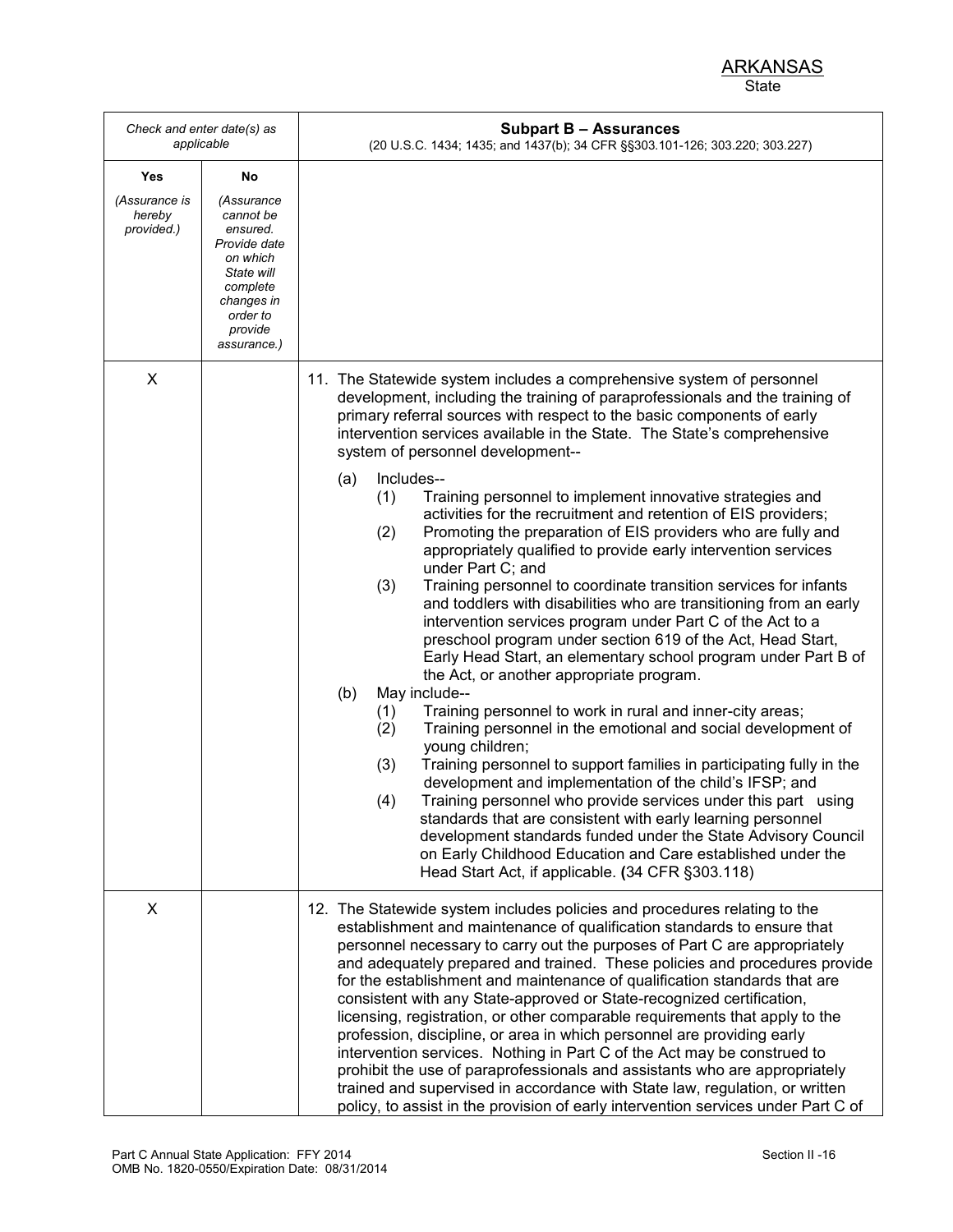ARKANSAS
State

| Check and enter date(s) as applicable | | **Subpart B – Assurances** (20 U.S.C. 1434; 1435; and 1437(b); 34 CFR §§303.101-126; 303.220; 303.227) |
|---|---|---|
| **Yes** *(Assurance is hereby provided.)* | **No** *(Assurance cannot be ensured. Provide date on which State will complete changes in order to provide assurance.)* | |
| X | | 11. The Statewide system includes a comprehensive system of personnel development, including the training of paraprofessionals and the training of primary referral sources with respect to the basic components of early intervention services available in the State. The State's comprehensive system of personnel development-- <br><br> (a) Includes-- <br> (1) Training personnel to implement innovative strategies and activities for the recruitment and retention of EIS providers; <br> (2) Promoting the preparation of EIS providers who are fully and appropriately qualified to provide early intervention services under Part C; and <br> (3) Training personnel to coordinate transition services for infants and toddlers with disabilities who are transitioning from an early intervention services program under Part C of the Act to a preschool program under section 619 of the Act, Head Start, Early Head Start, an elementary school program under Part B of the Act, or another appropriate program. <br> (b) May include-- <br> (1) Training personnel to work in rural and inner-city areas; <br> (2) Training personnel in the emotional and social development of young children; <br> (3) Training personnel to support families in participating fully in the development and implementation of the child's IFSP; and <br> (4) Training personnel who provide services under this part using standards that are consistent with early learning personnel development standards funded under the State Advisory Council on Early Childhood Education and Care established under the Head Start Act, if applicable. **(**34 CFR §303.118) |
| X | | 12. The Statewide system includes policies and procedures relating to the establishment and maintenance of qualification standards to ensure that personnel necessary to carry out the purposes of Part C are appropriately and adequately prepared and trained. These policies and procedures provide for the establishment and maintenance of qualification standards that are consistent with any State-approved or State-recognized certification, licensing, registration, or other comparable requirements that apply to the profession, discipline, or area in which personnel are providing early intervention services. Nothing in Part C of the Act may be construed to prohibit the use of paraprofessionals and assistants who are appropriately trained and supervised in accordance with State law, regulation, or written policy, to assist in the provision of early intervention services under Part C of |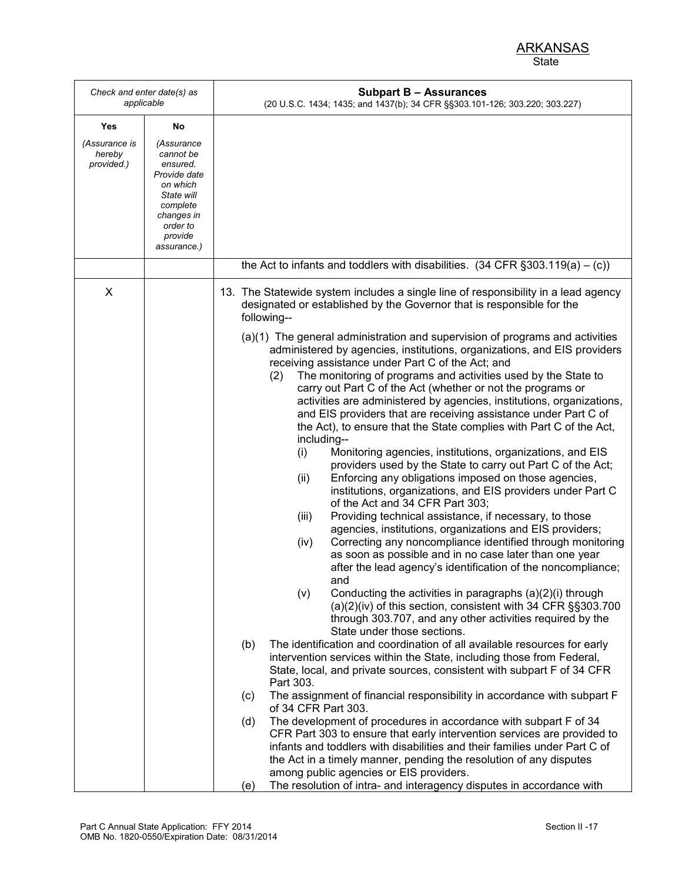ARKANSAS
State

| Check and enter date(s) as applicable | | **Subpart B – Assurances** (20 U.S.C. 1434; 1435; and 1437(b); 34 CFR §§303.101-126; 303.220; 303.227) |
|---|---|---|
| **Yes** *(Assurance is hereby provided.)* | **No** *(Assurance cannot be ensured. Provide date on which State will complete changes in order to provide assurance.)* | |
| | | the Act to infants and toddlers with disabilities. (34 CFR §303.119(a) – (c)) |
| X | | 13. The Statewide system includes a single line of responsibility in a lead agency designated or established by the Governor that is responsible for the following--<br><br>(a)(1) The general administration and supervision of programs and activities administered by agencies, institutions, organizations, and EIS providers receiving assistance under Part C of the Act; and<br>(2) The monitoring of programs and activities used by the State to carry out Part C of the Act (whether or not the programs or activities are administered by agencies, institutions, organizations, and EIS providers that are receiving assistance under Part C of the Act), to ensure that the State complies with Part C of the Act, including--<br>(i) Monitoring agencies, institutions, organizations, and EIS providers used by the State to carry out Part C of the Act;<br>(ii) Enforcing any obligations imposed on those agencies, institutions, organizations, and EIS providers under Part C of the Act and 34 CFR Part 303;<br>(iii) Providing technical assistance, if necessary, to those agencies, institutions, organizations and EIS providers;<br>(iv) Correcting any noncompliance identified through monitoring as soon as possible and in no case later than one year after the lead agency's identification of the noncompliance; and<br>(v) Conducting the activities in paragraphs (a)(2)(i) through (a)(2)(iv) of this section, consistent with 34 CFR §§303.700 through 303.707, and any other activities required by the State under those sections.<br>(b) The identification and coordination of all available resources for early intervention services within the State, including those from Federal, State, local, and private sources, consistent with subpart F of 34 CFR Part 303.<br>(c) The assignment of financial responsibility in accordance with subpart F of 34 CFR Part 303.<br>(d) The development of procedures in accordance with subpart F of 34 CFR Part 303 to ensure that early intervention services are provided to infants and toddlers with disabilities and their families under Part C of the Act in a timely manner, pending the resolution of any disputes among public agencies or EIS providers.<br>(e) The resolution of intra- and interagency disputes in accordance with |

Part C Annual State Application: FFY 2014
OMB No. 1820-0550/Expiration Date: 08/31/2014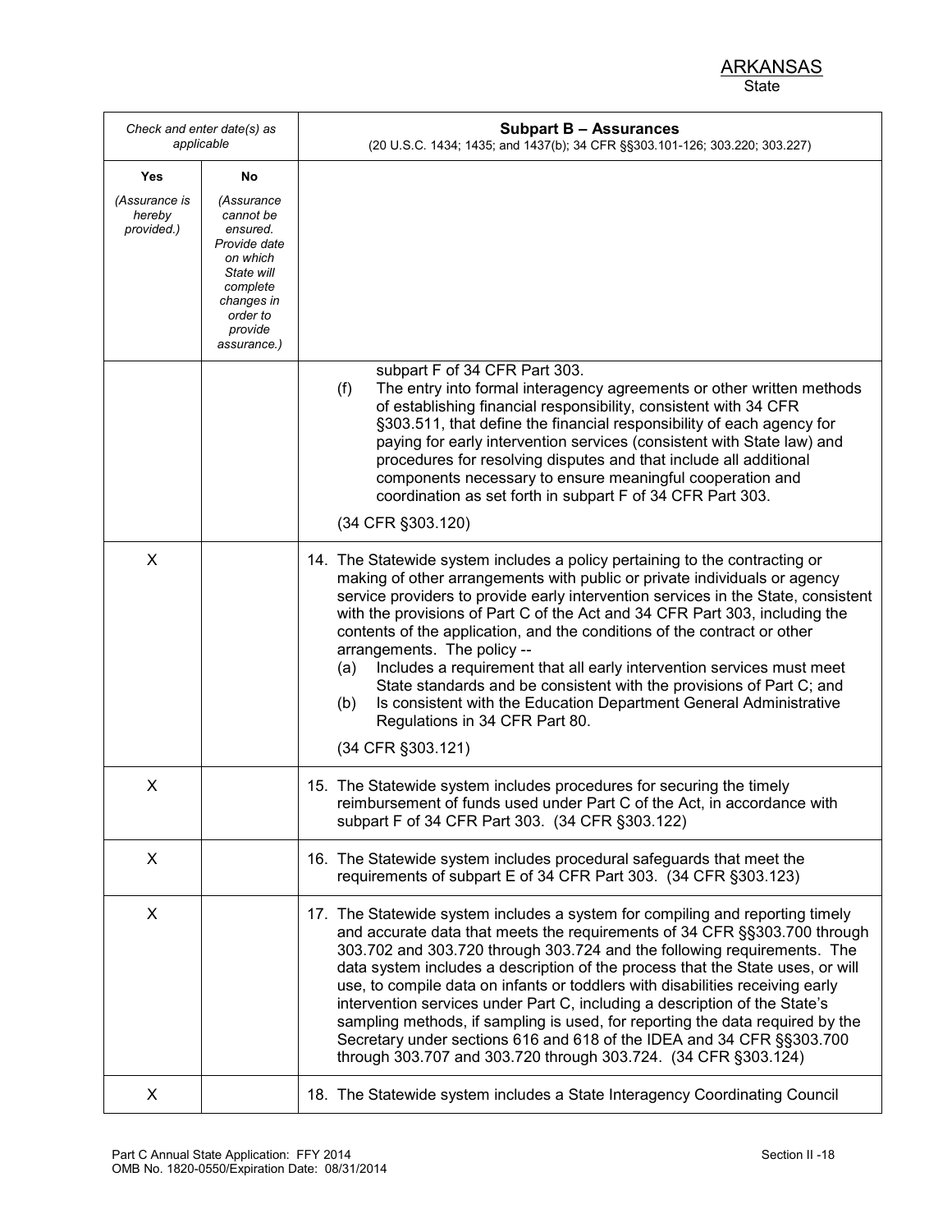ARKANSAS
State

| Check and enter date(s) as applicable | | **Subpart B – Assurances** (20 U.S.C. 1434; 1435; and 1437(b); 34 CFR §§303.101-126; 303.220; 303.227) |
|---|---|---|
| **Yes** *(Assurance is hereby provided.)* | **No** *(Assurance cannot be ensured. Provide date on which State will complete changes in order to provide assurance.)* | |
| | | subpart F of 34 CFR Part 303. (f) The entry into formal interagency agreements or other written methods of establishing financial responsibility, consistent with 34 CFR §303.511, that define the financial responsibility of each agency for paying for early intervention services (consistent with State law) and procedures for resolving disputes and that include all additional components necessary to ensure meaningful cooperation and coordination as set forth in subpart F of 34 CFR Part 303. (34 CFR §303.120) |
| X | | 14. The Statewide system includes a policy pertaining to the contracting or making of other arrangements with public or private individuals or agency service providers to provide early intervention services in the State, consistent with the provisions of Part C of the Act and 34 CFR Part 303, including the contents of the application, and the conditions of the contract or other arrangements. The policy -- (a) Includes a requirement that all early intervention services must meet State standards and be consistent with the provisions of Part C; and (b) Is consistent with the Education Department General Administrative Regulations in 34 CFR Part 80. (34 CFR §303.121) |
| X | | 15. The Statewide system includes procedures for securing the timely reimbursement of funds used under Part C of the Act, in accordance with subpart F of 34 CFR Part 303. (34 CFR §303.122) |
| X | | 16. The Statewide system includes procedural safeguards that meet the requirements of subpart E of 34 CFR Part 303. (34 CFR §303.123) |
| X | | 17. The Statewide system includes a system for compiling and reporting timely and accurate data that meets the requirements of 34 CFR §§303.700 through 303.702 and 303.720 through 303.724 and the following requirements. The data system includes a description of the process that the State uses, or will use, to compile data on infants or toddlers with disabilities receiving early intervention services under Part C, including a description of the State's sampling methods, if sampling is used, for reporting the data required by the Secretary under sections 616 and 618 of the IDEA and 34 CFR §§303.700 through 303.707 and 303.720 through 303.724. (34 CFR §303.124) |
| X | | 18. The Statewide system includes a State Interagency Coordinating Council |

Part C Annual State Application: FFY 2014
OMB No. 1820-0550/Expiration Date: 08/31/2014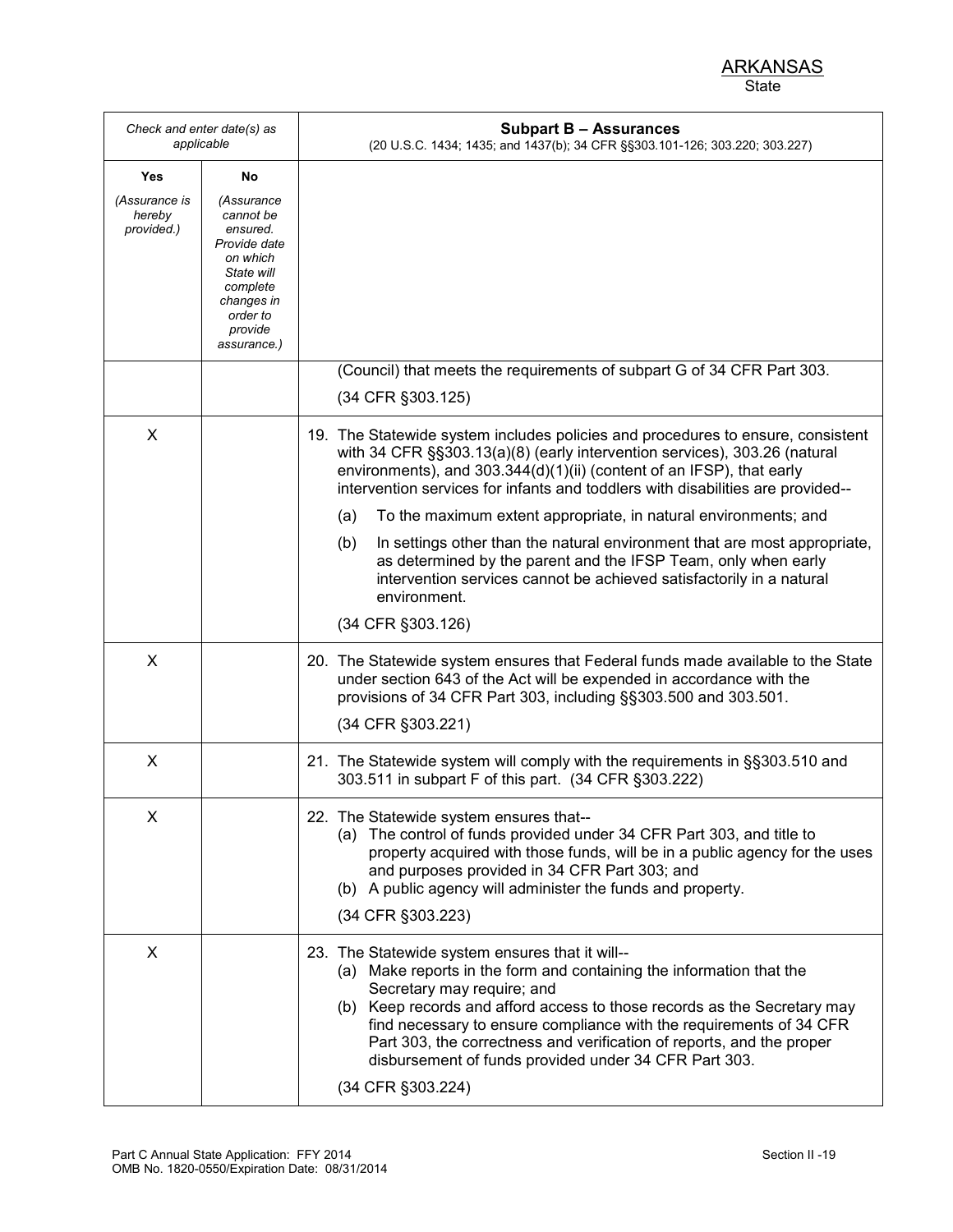ARKANSAS
State

| Check and enter date(s) as applicable | | Subpart B – Assurances (20 U.S.C. 1434; 1435; and 1437(b); 34 CFR §§303.101-126; 303.220; 303.227) |
|---|---|---|
| **Yes** (Assurance is hereby provided.) | **No** (Assurance cannot be ensured. Provide date on which State will complete changes in order to provide assurance.) | |
| | | (Council) that meets the requirements of subpart G of 34 CFR Part 303. (34 CFR §303.125) |
| X | | 19. The Statewide system includes policies and procedures to ensure, consistent with 34 CFR §§303.13(a)(8) (early intervention services), 303.26 (natural environments), and 303.344(d)(1)(ii) (content of an IFSP), that early intervention services for infants and toddlers with disabilities are provided-- (a) To the maximum extent appropriate, in natural environments; and (b) In settings other than the natural environment that are most appropriate, as determined by the parent and the IFSP Team, only when early intervention services cannot be achieved satisfactorily in a natural environment. (34 CFR §303.126) |
| X | | 20. The Statewide system ensures that Federal funds made available to the State under section 643 of the Act will be expended in accordance with the provisions of 34 CFR Part 303, including §§303.500 and 303.501. (34 CFR §303.221) |
| X | | 21. The Statewide system will comply with the requirements in §§303.510 and 303.511 in subpart F of this part. (34 CFR §303.222) |
| X | | 22. The Statewide system ensures that-- (a) The control of funds provided under 34 CFR Part 303, and title to property acquired with those funds, will be in a public agency for the uses and purposes provided in 34 CFR Part 303; and (b) A public agency will administer the funds and property. (34 CFR §303.223) |
| X | | 23. The Statewide system ensures that it will-- (a) Make reports in the form and containing the information that the Secretary may require; and (b) Keep records and afford access to those records as the Secretary may find necessary to ensure compliance with the requirements of 34 CFR Part 303, the correctness and verification of reports, and the proper disbursement of funds provided under 34 CFR Part 303. (34 CFR §303.224) |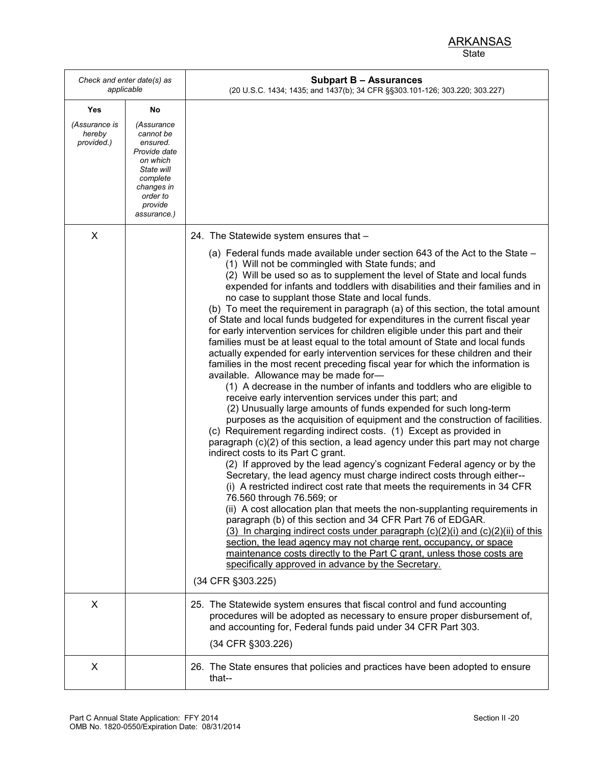ARKANSAS
State

| Check and enter date(s) as applicable | | Subpart B – Assurances (20 U.S.C. 1434; 1435; and 1437(b); 34 CFR §§303.101-126; 303.220; 303.227) |
|---|---|---|
| **Yes** *(Assurance is hereby provided.)* | **No** *(Assurance cannot be ensured. Provide date on which State will complete changes in order to provide assurance.)* | |
| X | | 24. The Statewide system ensures that – <br><br> (a) Federal funds made available under section 643 of the Act to the State – <br> (1) Will not be commingled with State funds; and <br> (2) Will be used so as to supplement the level of State and local funds expended for infants and toddlers with disabilities and their families and in no case to supplant those State and local funds. <br> (b) To meet the requirement in paragraph (a) of this section, the total amount of State and local funds budgeted for expenditures in the current fiscal year for early intervention services for children eligible under this part and their families must be at least equal to the total amount of State and local funds actually expended for early intervention services for these children and their families in the most recent preceding fiscal year for which the information is available. Allowance may be made for— <br> (1) A decrease in the number of infants and toddlers who are eligible to receive early intervention services under this part; and <br> (2) Unusually large amounts of funds expended for such long-term purposes as the acquisition of equipment and the construction of facilities. <br> (c) Requirement regarding indirect costs. (1) Except as provided in paragraph (c)(2) of this section, a lead agency under this part may not charge indirect costs to its Part C grant. <br> (2) If approved by the lead agency's cognizant Federal agency or by the Secretary, the lead agency must charge indirect costs through either-- <br> (i) A restricted indirect cost rate that meets the requirements in 34 CFR 76.560 through 76.569; or <br> (ii) A cost allocation plan that meets the non-supplanting requirements in paragraph (b) of this section and 34 CFR Part 76 of EDGAR. <br> (3) In charging indirect costs under paragraph (c)(2)(i) and (c)(2)(ii) of this section, the lead agency may not charge rent, occupancy, or space maintenance costs directly to the Part C grant, unless those costs are specifically approved in advance by the Secretary. <br><br> (34 CFR §303.225) |
| X | | 25. The Statewide system ensures that fiscal control and fund accounting procedures will be adopted as necessary to ensure proper disbursement of, and accounting for, Federal funds paid under 34 CFR Part 303. <br><br> (34 CFR §303.226) |
| X | | 26. The State ensures that policies and practices have been adopted to ensure that-- |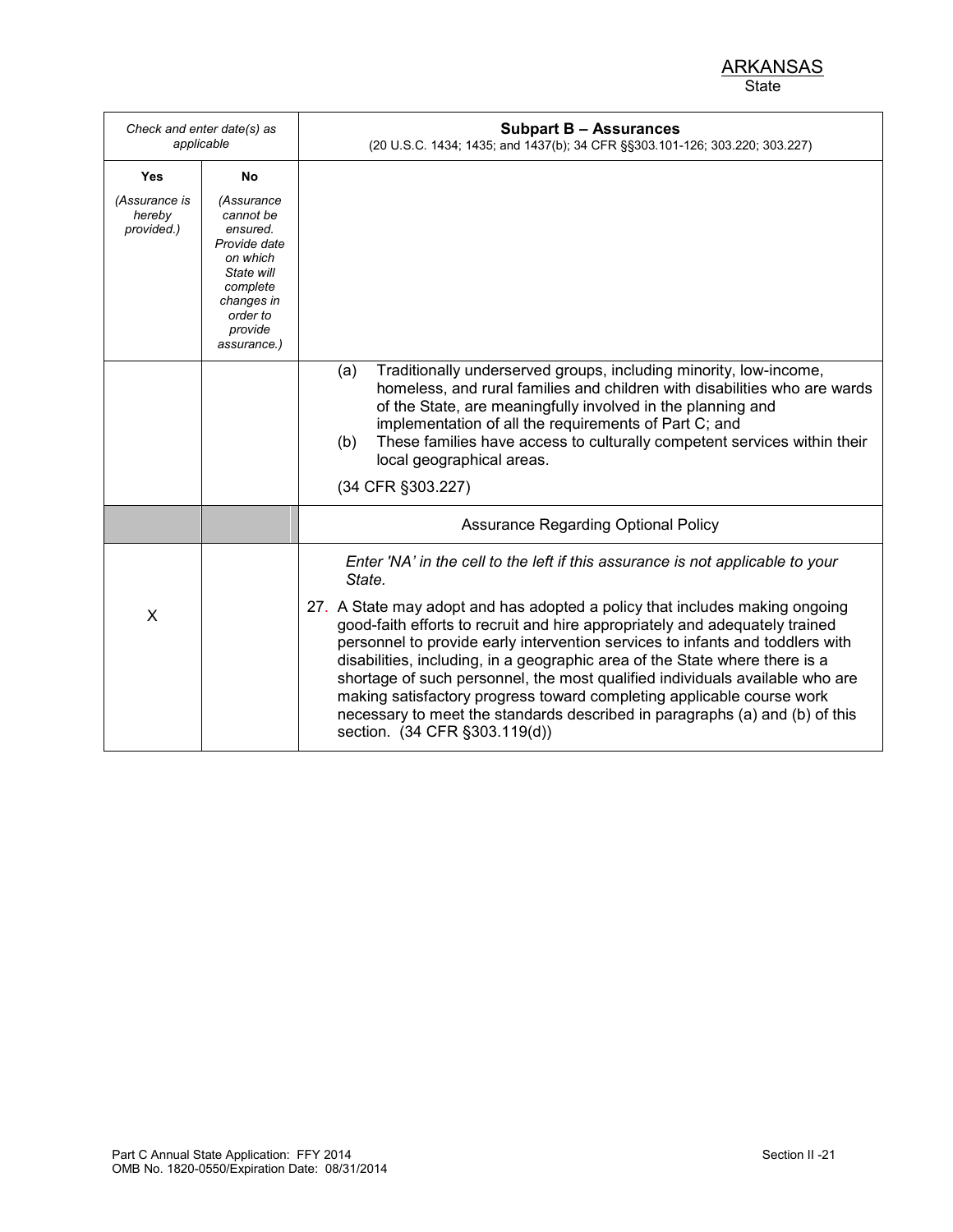ARKANSAS
State

| Check and enter date(s) as applicable | | **Subpart B – Assurances** (20 U.S.C. 1434; 1435; and 1437(b); 34 CFR §§303.101-126; 303.220; 303.227) |
|---|---|---|
| **Yes** *(Assurance is hereby provided.)* | **No** *(Assurance cannot be ensured. Provide date on which State will complete changes in order to provide assurance.)* | |
| | | (a) Traditionally underserved groups, including minority, low-income, homeless, and rural families and children with disabilities who are wards of the State, are meaningfully involved in the planning and implementation of all the requirements of Part C; and (b) These families have access to culturally competent services within their local geographical areas. (34 CFR §303.227) |
| | | Assurance Regarding Optional Policy |
| X | | *Enter 'NA' in the cell to the left if this assurance is not applicable to your State.* 27. A State may adopt and has adopted a policy that includes making ongoing good-faith efforts to recruit and hire appropriately and adequately trained personnel to provide early intervention services to infants and toddlers with disabilities, including, in a geographic area of the State where there is a shortage of such personnel, the most qualified individuals available who are making satisfactory progress toward completing applicable course work necessary to meet the standards described in paragraphs (a) and (b) of this section. (34 CFR §303.119(d)) |

Part C Annual State Application: FFY 2014
OMB No. 1820-0550/Expiration Date: 08/31/2014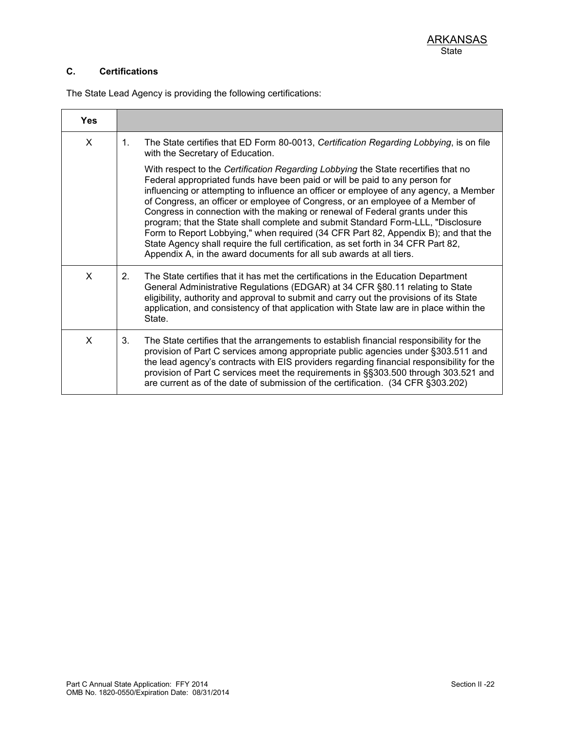ARKANSAS
State

### C. Certifications

The State Lead Agency is providing the following certifications:

| Yes | |
|---|---|
| X | 1. The State certifies that ED Form 80-0013, *Certification Regarding Lobbying*, is on file with the Secretary of Education.<br><br>With respect to the *Certification Regarding Lobbying* the State recertifies that no Federal appropriated funds have been paid or will be paid to any person for influencing or attempting to influence an officer or employee of any agency, a Member of Congress, an officer or employee of Congress, or an employee of a Member of Congress in connection with the making or renewal of Federal grants under this program; that the State shall complete and submit Standard Form-LLL, "Disclosure Form to Report Lobbying," when required (34 CFR Part 82, Appendix B); and that the State Agency shall require the full certification, as set forth in 34 CFR Part 82, Appendix A, in the award documents for all sub awards at all tiers. |
| X | 2. The State certifies that it has met the certifications in the Education Department General Administrative Regulations (EDGAR) at 34 CFR §80.11 relating to State eligibility, authority and approval to submit and carry out the provisions of its State application, and consistency of that application with State law are in place within the State. |
| X | 3. The State certifies that the arrangements to establish financial responsibility for the provision of Part C services among appropriate public agencies under §303.511 and the lead agency's contracts with EIS providers regarding financial responsibility for the provision of Part C services meet the requirements in §§303.500 through 303.521 and are current as of the date of submission of the certification. (34 CFR §303.202) |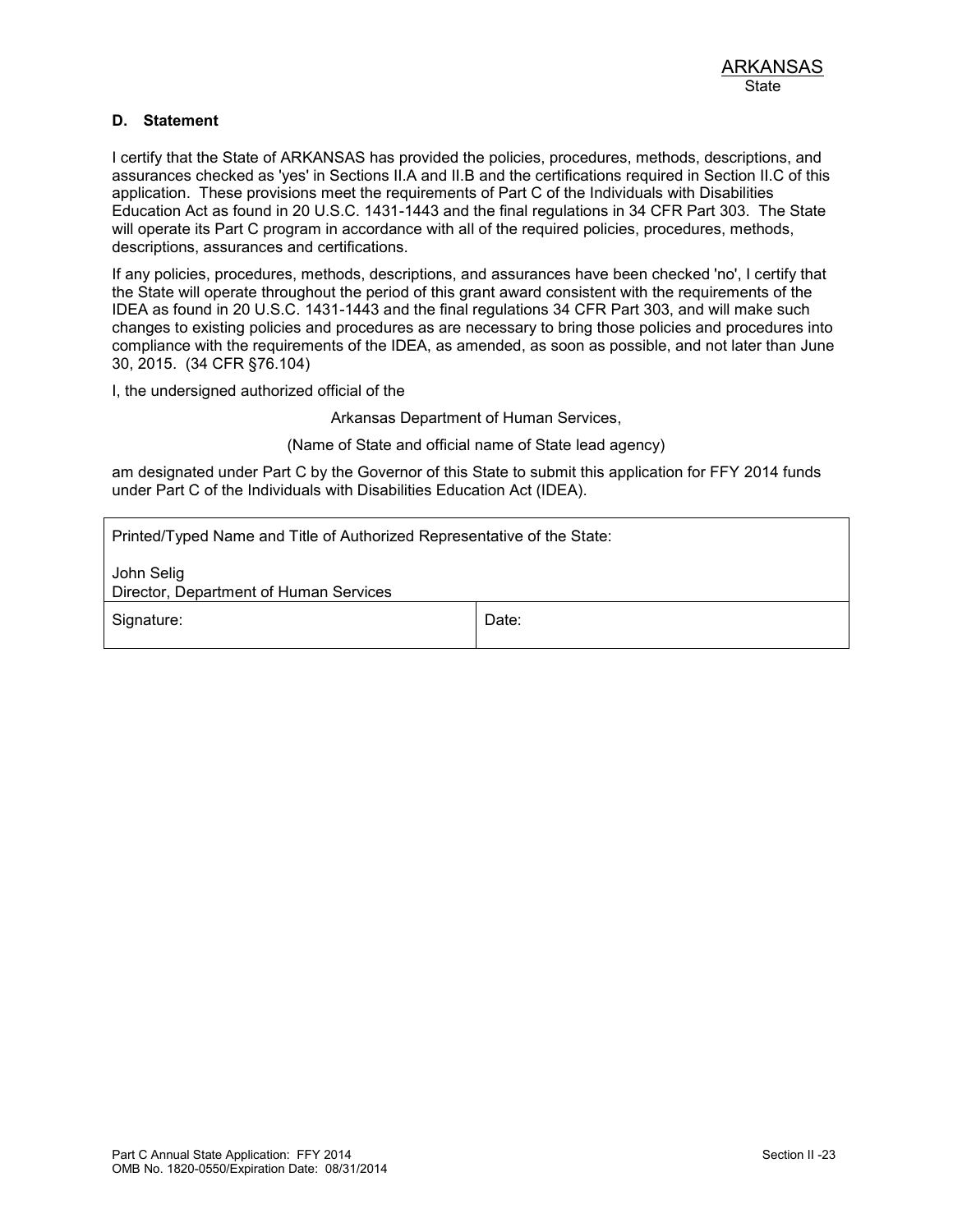ARKANSAS
State

### D. Statement

I certify that the State of ARKANSAS has provided the policies, procedures, methods, descriptions, and assurances checked as 'yes' in Sections II.A and II.B and the certifications required in Section II.C of this application. These provisions meet the requirements of Part C of the Individuals with Disabilities Education Act as found in 20 U.S.C. 1431-1443 and the final regulations in 34 CFR Part 303. The State will operate its Part C program in accordance with all of the required policies, procedures, methods, descriptions, assurances and certifications.

If any policies, procedures, methods, descriptions, and assurances have been checked 'no', I certify that the State will operate throughout the period of this grant award consistent with the requirements of the IDEA as found in 20 U.S.C. 1431-1443 and the final regulations 34 CFR Part 303, and will make such changes to existing policies and procedures as are necessary to bring those policies and procedures into compliance with the requirements of the IDEA, as amended, as soon as possible, and not later than June 30, 2015. (34 CFR §76.104)

I, the undersigned authorized official of the

Arkansas Department of Human Services,

(Name of State and official name of State lead agency)

am designated under Part C by the Governor of this State to submit this application for FFY 2014 funds under Part C of the Individuals with Disabilities Education Act (IDEA).

| | |
|---|---|
| Printed/Typed Name and Title of Authorized Representative of the State:<br><br>John Selig<br>Director, Department of Human Services | |
| Signature: | Date: |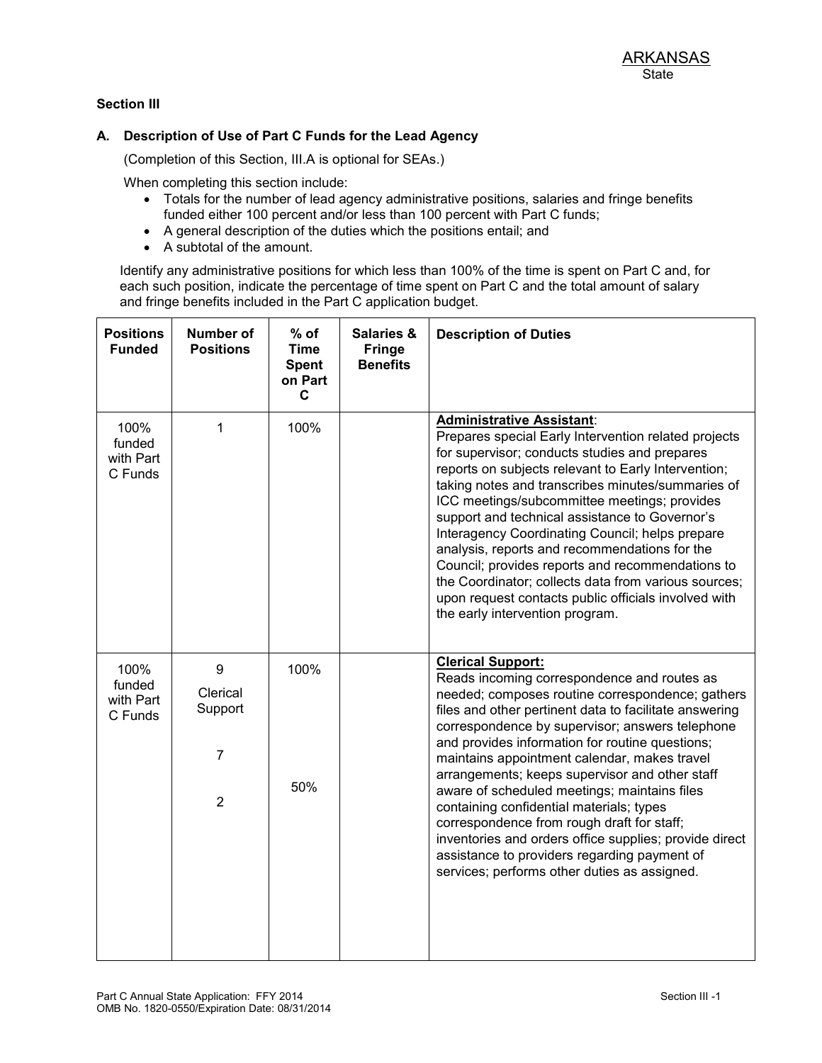ARKANSAS
State

**Section III**

**A. Description of Use of Part C Funds for the Lead Agency**

(Completion of this Section, III.A is optional for SEAs.)

When completing this section include:

- Totals for the number of lead agency administrative positions, salaries and fringe benefits funded either 100 percent and/or less than 100 percent with Part C funds;
- A general description of the duties which the positions entail; and
- A subtotal of the amount.

Identify any administrative positions for which less than 100% of the time is spent on Part C and, for each such position, indicate the percentage of time spent on Part C and the total amount of salary and fringe benefits included in the Part C application budget.

| Positions Funded | Number of Positions | % of Time Spent on Part C | Salaries & Fringe Benefits | Description of Duties |
|---|---|---|---|---|
| 100% funded with Part C Funds | 1 | 100% | | **Administrative Assistant**: Prepares special Early Intervention related projects for supervisor; conducts studies and prepares reports on subjects relevant to Early Intervention; taking notes and transcribes minutes/summaries of ICC meetings/subcommittee meetings; provides support and technical assistance to Governor's Interagency Coordinating Council; helps prepare analysis, reports and recommendations for the Council; provides reports and recommendations to the Coordinator; collects data from various sources; upon request contacts public officials involved with the early intervention program. |
| 100% funded with Part C Funds | 9 Clerical Support<br>7<br>2 | 100%<br><br>50% | | **Clerical Support:** Reads incoming correspondence and routes as needed; composes routine correspondence; gathers files and other pertinent data to facilitate answering correspondence by supervisor; answers telephone and provides information for routine questions; maintains appointment calendar, makes travel arrangements; keeps supervisor and other staff aware of scheduled meetings; maintains files containing confidential materials; types correspondence from rough draft for staff; inventories and orders office supplies; provide direct assistance to providers regarding payment of services; performs other duties as assigned. |

Part C Annual State Application: FFY 2014
OMB No. 1820-0550/Expiration Date: 08/31/2014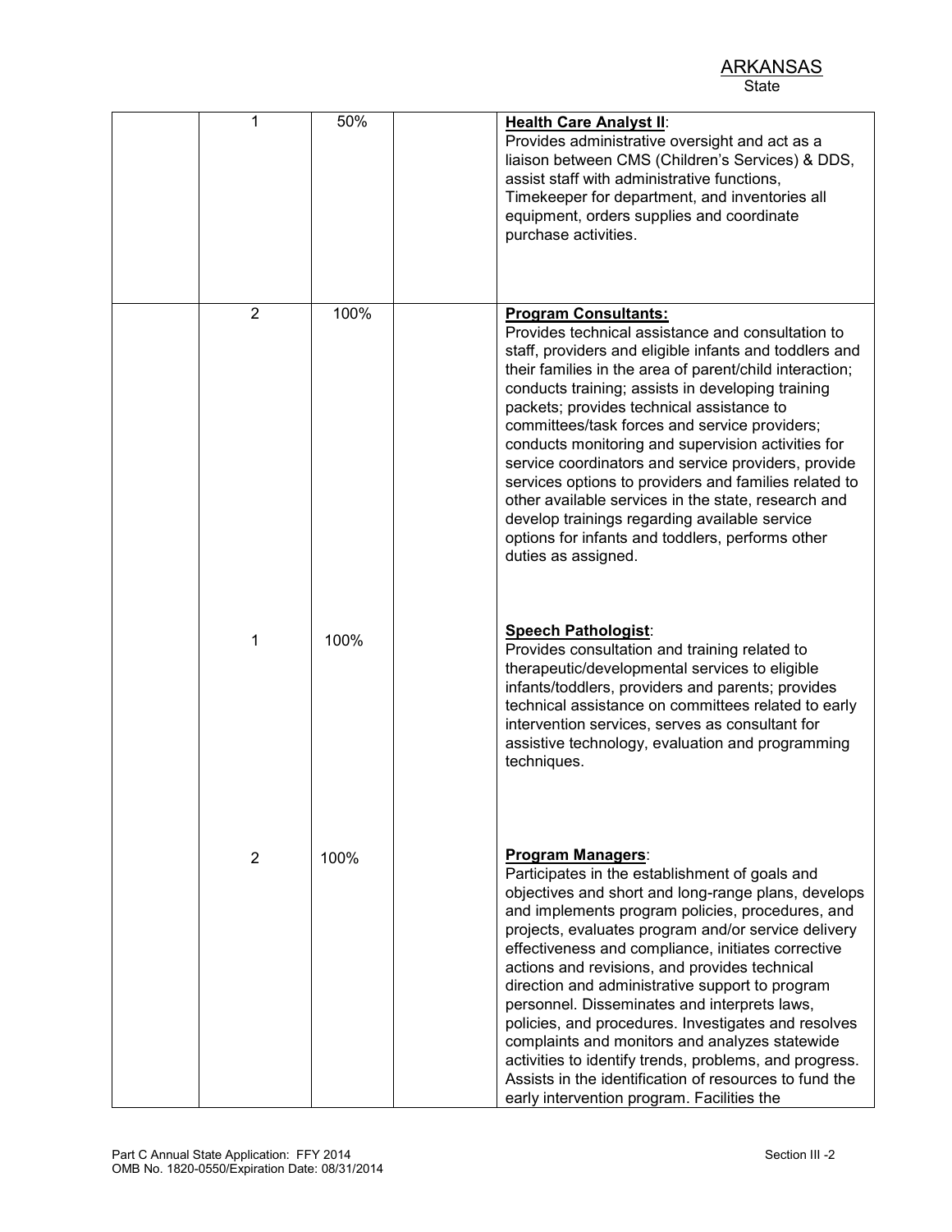ARKANSAS
State

| | | | | |
|---|---|---|---|---|
| | 1 | 50% | | **Health Care Analyst II**: Provides administrative oversight and act as a liaison between CMS (Children's Services) & DDS, assist staff with administrative functions, Timekeeper for department, and inventories all equipment, orders supplies and coordinate purchase activities. |
| | 2<br><br>1<br><br>2 | 100%<br><br>100%<br><br>100% | | **Program Consultants:** Provides technical assistance and consultation to staff, providers and eligible infants and toddlers and their families in the area of parent/child interaction; conducts training; assists in developing training packets; provides technical assistance to committees/task forces and service providers; conducts monitoring and supervision activities for service coordinators and service providers, provide services options to providers and families related to other available services in the state, research and develop trainings regarding available service options for infants and toddlers, performs other duties as assigned.<br><br>**Speech Pathologist**: Provides consultation and training related to therapeutic/developmental services to eligible infants/toddlers, providers and parents; provides technical assistance on committees related to early intervention services, serves as consultant for assistive technology, evaluation and programming techniques.<br><br>**Program Managers**: Participates in the establishment of goals and objectives and short and long-range plans, develops and implements program policies, procedures, and projects, evaluates program and/or service delivery effectiveness and compliance, initiates corrective actions and revisions, and provides technical direction and administrative support to program personnel. Disseminates and interprets laws, policies, and procedures. Investigates and resolves complaints and monitors and analyzes statewide activities to identify trends, problems, and progress. Assists in the identification of resources to fund the early intervention program. Facilities the |

Part C Annual State Application: FFY 2014
OMB No. 1820-0550/Expiration Date: 08/31/2014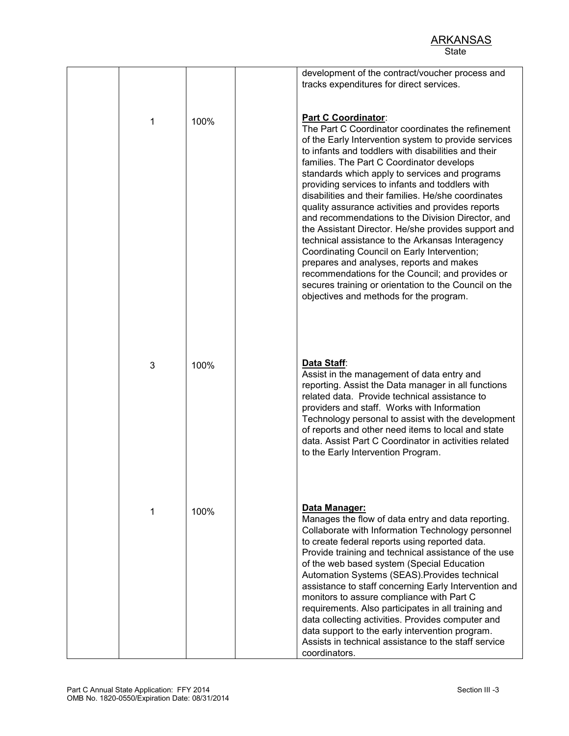| | | | | |
|---|---|---|---|---|
| | | | | development of the contract/voucher process and tracks expenditures for direct services. |
| | 1 | 100% | | **Part C Coordinator**: The Part C Coordinator coordinates the refinement of the Early Intervention system to provide services to infants and toddlers with disabilities and their families. The Part C Coordinator develops standards which apply to services and programs providing services to infants and toddlers with disabilities and their families. He/she coordinates quality assurance activities and provides reports and recommendations to the Division Director, and the Assistant Director. He/she provides support and technical assistance to the Arkansas Interagency Coordinating Council on Early Intervention; prepares and analyses, reports and makes recommendations for the Council; and provides or secures training or orientation to the Council on the objectives and methods for the program. |
| | 3 | 100% | | **Data Staff**: Assist in the management of data entry and reporting. Assist the Data manager in all functions related data. Provide technical assistance to providers and staff. Works with Information Technology personal to assist with the development of reports and other need items to local and state data. Assist Part C Coordinator in activities related to the Early Intervention Program. |
| | 1 | 100% | | **Data Manager:** Manages the flow of data entry and data reporting. Collaborate with Information Technology personnel to create federal reports using reported data. Provide training and technical assistance of the use of the web based system (Special Education Automation Systems (SEAS).Provides technical assistance to staff concerning Early Intervention and monitors to assure compliance with Part C requirements. Also participates in all training and data collecting activities. Provides computer and data support to the early intervention program. Assists in technical assistance to the staff service coordinators. |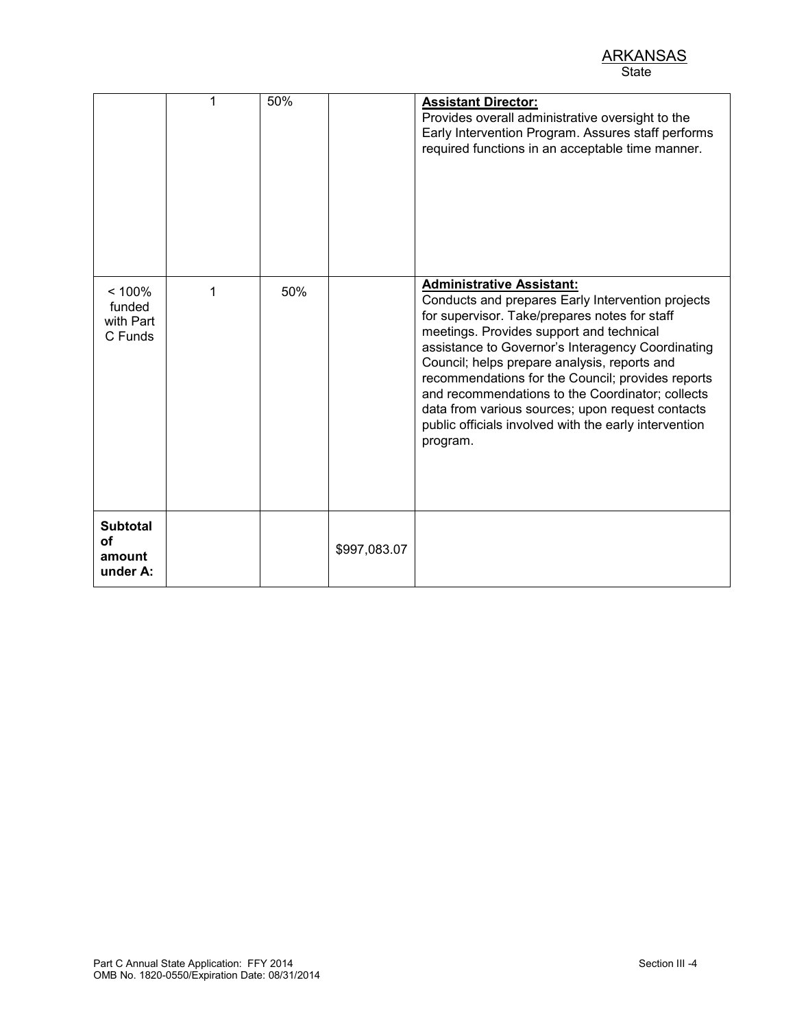ARKANSAS
State

| | | | | |
|---|---|---|---|---|
| | 1 | 50% | | **Assistant Director:** Provides overall administrative oversight to the Early Intervention Program. Assures staff performs required functions in an acceptable time manner. |
| < 100% funded with Part C Funds | 1 | 50% | | **Administrative Assistant:** Conducts and prepares Early Intervention projects for supervisor. Take/prepares notes for staff meetings. Provides support and technical assistance to Governor's Interagency Coordinating Council; helps prepare analysis, reports and recommendations for the Council; provides reports and recommendations to the Coordinator; collects data from various sources; upon request contacts public officials involved with the early intervention program. |
| **Subtotal of amount under A:** | | | $997,083.07 | |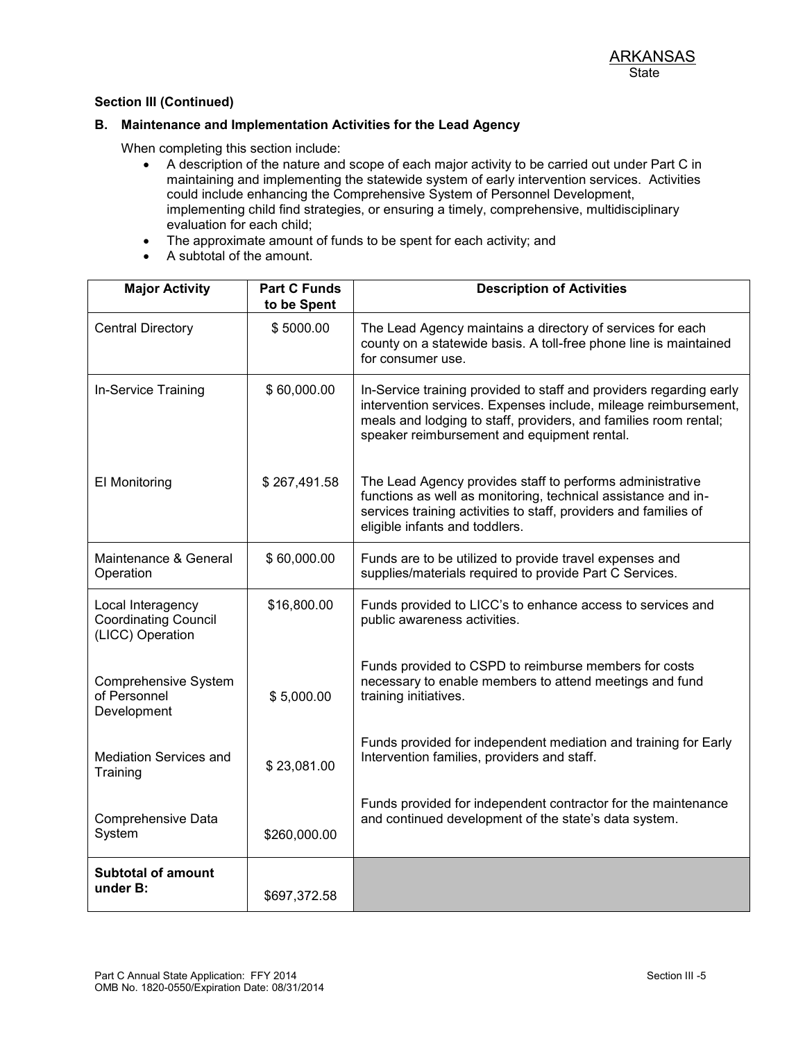ARKANSAS
State

**Section III (Continued)**

**B. Maintenance and Implementation Activities for the Lead Agency**

When completing this section include:

- A description of the nature and scope of each major activity to be carried out under Part C in maintaining and implementing the statewide system of early intervention services. Activities could include enhancing the Comprehensive System of Personnel Development, implementing child find strategies, or ensuring a timely, comprehensive, multidisciplinary evaluation for each child;
- The approximate amount of funds to be spent for each activity; and
- A subtotal of the amount.

| Major Activity | Part C Funds to be Spent | Description of Activities |
|---|---|---|
| Central Directory | $ 5000.00 | The Lead Agency maintains a directory of services for each county on a statewide basis. A toll-free phone line is maintained for consumer use. |
| In-Service Training | $ 60,000.00 | In-Service training provided to staff and providers regarding early intervention services. Expenses include, mileage reimbursement, meals and lodging to staff, providers, and families room rental; speaker reimbursement and equipment rental. |
| EI Monitoring | $ 267,491.58 | The Lead Agency provides staff to performs administrative functions as well as monitoring, technical assistance and in-services training activities to staff, providers and families of eligible infants and toddlers. |
| Maintenance & General Operation | $ 60,000.00 | Funds are to be utilized to provide travel expenses and supplies/materials required to provide Part C Services. |
| Local Interagency Coordinating Council (LICC) Operation | $16,800.00 | Funds provided to LICC's to enhance access to services and public awareness activities. |
| Comprehensive System of Personnel Development | $ 5,000.00 | Funds provided to CSPD to reimburse members for costs necessary to enable members to attend meetings and fund training initiatives. |
| Mediation Services and Training | $ 23,081.00 | Funds provided for independent mediation and training for Early Intervention families, providers and staff. |
| Comprehensive Data System | $260,000.00 | Funds provided for independent contractor for the maintenance and continued development of the state's data system. |
| **Subtotal of amount under B:** | $697,372.58 | |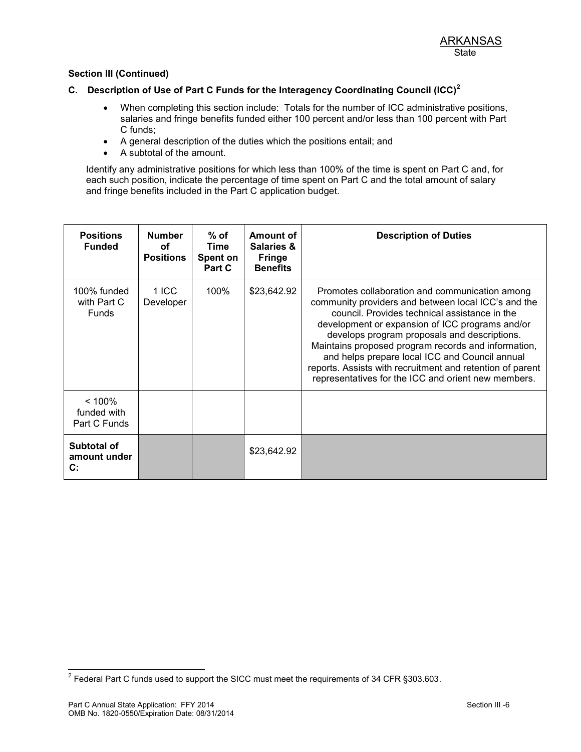ARKANSAS
State

**Section III (Continued)**

**C. Description of Use of Part C Funds for the Interagency Coordinating Council (ICC)[2]**

- When completing this section include: Totals for the number of ICC administrative positions, salaries and fringe benefits funded either 100 percent and/or less than 100 percent with Part C funds;
- A general description of the duties which the positions entail; and
- A subtotal of the amount.

Identify any administrative positions for which less than 100% of the time is spent on Part C and, for each such position, indicate the percentage of time spent on Part C and the total amount of salary and fringe benefits included in the Part C application budget.

| Positions Funded | Number of Positions | % of Time Spent on Part C | Amount of Salaries & Fringe Benefits | Description of Duties |
|---|---|---|---|---|
| 100% funded with Part C Funds | 1 ICC Developer | 100% | $23,642.92 | Promotes collaboration and communication among community providers and between local ICC's and the council. Provides technical assistance in the development or expansion of ICC programs and/or develops program proposals and descriptions. Maintains proposed program records and information, and helps prepare local ICC and Council annual reports. Assists with recruitment and retention of parent representatives for the ICC and orient new members. |
| < 100% funded with Part C Funds | | | | |
| **Subtotal of amount under C:** | | | $23,642.92 | |

[2] Federal Part C funds used to support the SICC must meet the requirements of 34 CFR §303.603.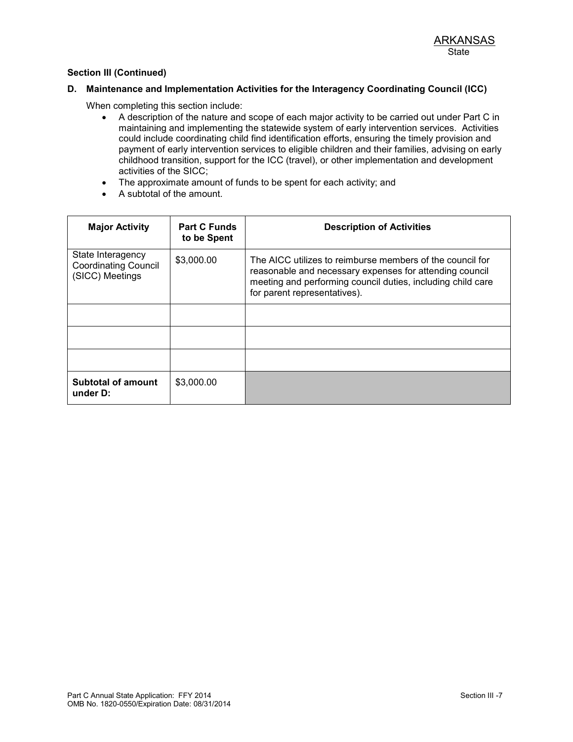ARKANSAS
State

**Section III (Continued)**

**D. Maintenance and Implementation Activities for the Interagency Coordinating Council (ICC)**

When completing this section include:

- A description of the nature and scope of each major activity to be carried out under Part C in maintaining and implementing the statewide system of early intervention services. Activities could include coordinating child find identification efforts, ensuring the timely provision and payment of early intervention services to eligible children and their families, advising on early childhood transition, support for the ICC (travel), or other implementation and development activities of the SICC;
- The approximate amount of funds to be spent for each activity; and
- A subtotal of the amount.

| Major Activity | Part C Funds to be Spent | Description of Activities |
|---|---|---|
| State Interagency Coordinating Council (SICC) Meetings | $3,000.00 | The AICC utilizes to reimburse members of the council for reasonable and necessary expenses for attending council meeting and performing council duties, including child care for parent representatives). |
| | | |
| | | |
| | | |
| **Subtotal of amount under D:** | $3,000.00 | |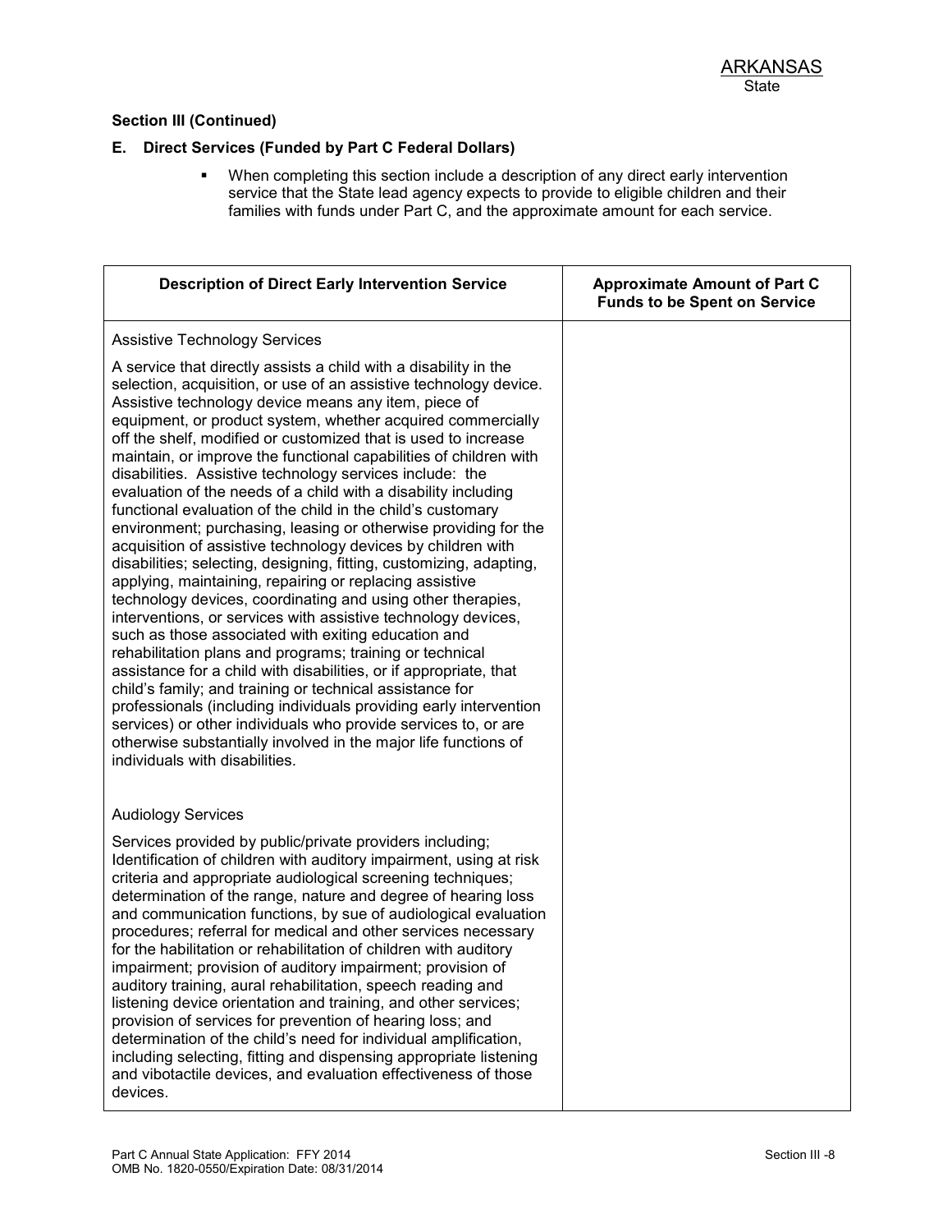ARKANSAS
State

**Section III (Continued)**

**E. Direct Services (Funded by Part C Federal Dollars)**

- When completing this section include a description of any direct early intervention service that the State lead agency expects to provide to eligible children and their families with funds under Part C, and the approximate amount for each service.

| Description of Direct Early Intervention Service | Approximate Amount of Part C Funds to be Spent on Service |
|---|---|
| Assistive Technology Services<br><br>A service that directly assists a child with a disability in the selection, acquisition, or use of an assistive technology device. Assistive technology device means any item, piece of equipment, or product system, whether acquired commercially off the shelf, modified or customized that is used to increase maintain, or improve the functional capabilities of children with disabilities. Assistive technology services include: the evaluation of the needs of a child with a disability including functional evaluation of the child in the child's customary environment; purchasing, leasing or otherwise providing for the acquisition of assistive technology devices by children with disabilities; selecting, designing, fitting, customizing, adapting, applying, maintaining, repairing or replacing assistive technology devices, coordinating and using other therapies, interventions, or services with assistive technology devices, such as those associated with exiting education and rehabilitation plans and programs; training or technical assistance for a child with disabilities, or if appropriate, that child's family; and training or technical assistance for professionals (including individuals providing early intervention services) or other individuals who provide services to, or are otherwise substantially involved in the major life functions of individuals with disabilities.<br><br>Audiology Services<br><br>Services provided by public/private providers including; Identification of children with auditory impairment, using at risk criteria and appropriate audiological screening techniques; determination of the range, nature and degree of hearing loss and communication functions, by sue of audiological evaluation procedures; referral for medical and other services necessary for the habilitation or rehabilitation of children with auditory impairment; provision of auditory impairment; provision of auditory training, aural rehabilitation, speech reading and listening device orientation and training, and other services; provision of services for prevention of hearing loss; and determination of the child's need for individual amplification, including selecting, fitting and dispensing appropriate listening and vibotactile devices, and evaluation effectiveness of those devices. | |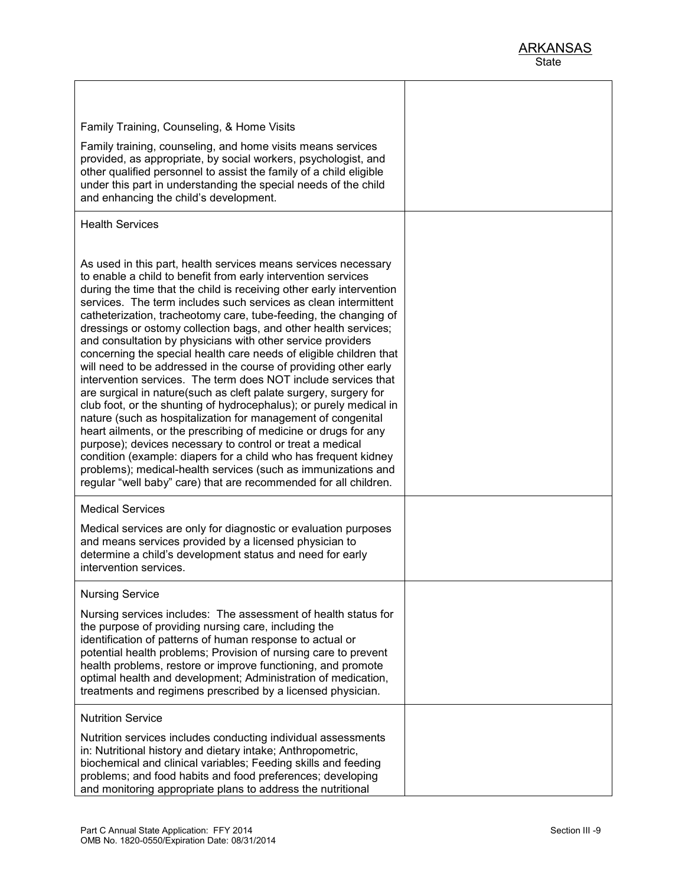ARKANSAS
State

| | |
|---|---|
| Family Training, Counseling, & Home Visits<br><br>Family training, counseling, and home visits means services provided, as appropriate, by social workers, psychologist, and other qualified personnel to assist the family of a child eligible under this part in understanding the special needs of the child and enhancing the child's development. | |
| Health Services<br><br>As used in this part, health services means services necessary to enable a child to benefit from early intervention services during the time that the child is receiving other early intervention services. The term includes such services as clean intermittent catheterization, tracheotomy care, tube-feeding, the changing of dressings or ostomy collection bags, and other health services; and consultation by physicians with other service providers concerning the special health care needs of eligible children that will need to be addressed in the course of providing other early intervention services. The term does NOT include services that are surgical in nature(such as cleft palate surgery, surgery for club foot, or the shunting of hydrocephalus); or purely medical in nature (such as hospitalization for management of congenital heart ailments, or the prescribing of medicine or drugs for any purpose); devices necessary to control or treat a medical condition (example: diapers for a child who has frequent kidney problems); medical-health services (such as immunizations and regular "well baby" care) that are recommended for all children. | |
| Medical Services<br><br>Medical services are only for diagnostic or evaluation purposes and means services provided by a licensed physician to determine a child's development status and need for early intervention services. | |
| Nursing Service<br><br>Nursing services includes: The assessment of health status for the purpose of providing nursing care, including the identification of patterns of human response to actual or potential health problems; Provision of nursing care to prevent health problems, restore or improve functioning, and promote optimal health and development; Administration of medication, treatments and regimens prescribed by a licensed physician. | |
| Nutrition Service<br><br>Nutrition services includes conducting individual assessments in: Nutritional history and dietary intake; Anthropometric, biochemical and clinical variables; Feeding skills and feeding problems; and food habits and food preferences; developing and monitoring appropriate plans to address the nutritional | |

Part C Annual State Application: FFY 2014
OMB No. 1820-0550/Expiration Date: 08/31/2014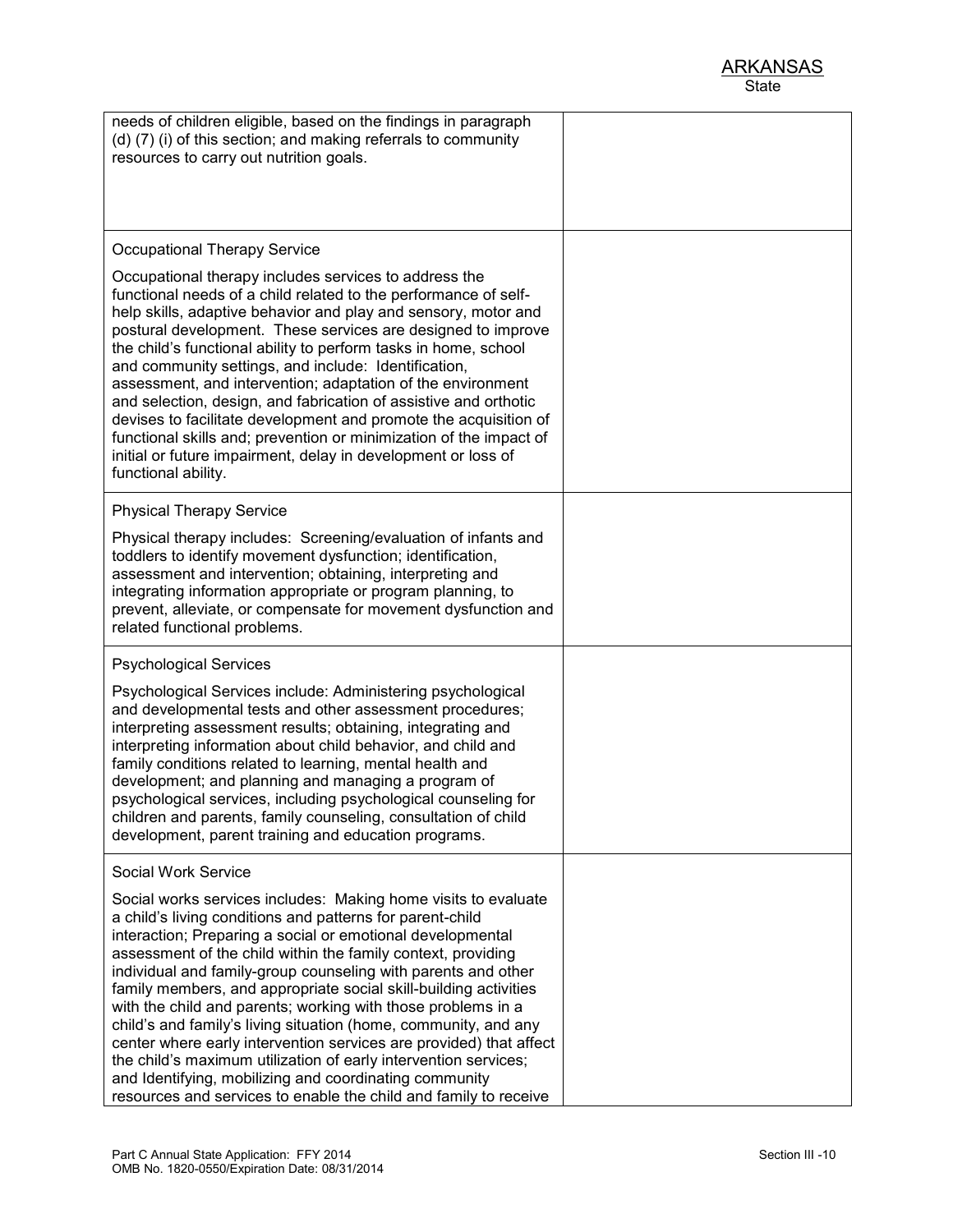ARKANSAS
State

| | |
|---|---|
| needs of children eligible, based on the findings in paragraph (d) (7) (i) of this section; and making referrals to community resources to carry out nutrition goals. | |
| Occupational Therapy Service<br><br>Occupational therapy includes services to address the functional needs of a child related to the performance of self-help skills, adaptive behavior and play and sensory, motor and postural development. These services are designed to improve the child's functional ability to perform tasks in home, school and community settings, and include: Identification, assessment, and intervention; adaptation of the environment and selection, design, and fabrication of assistive and orthotic devises to facilitate development and promote the acquisition of functional skills and; prevention or minimization of the impact of initial or future impairment, delay in development or loss of functional ability. | |
| Physical Therapy Service<br><br>Physical therapy includes: Screening/evaluation of infants and toddlers to identify movement dysfunction; identification, assessment and intervention; obtaining, interpreting and integrating information appropriate or program planning, to prevent, alleviate, or compensate for movement dysfunction and related functional problems. | |
| Psychological Services<br><br>Psychological Services include: Administering psychological and developmental tests and other assessment procedures; interpreting assessment results; obtaining, integrating and interpreting information about child behavior, and child and family conditions related to learning, mental health and development; and planning and managing a program of psychological services, including psychological counseling for children and parents, family counseling, consultation of child development, parent training and education programs. | |
| Social Work Service<br><br>Social works services includes: Making home visits to evaluate a child's living conditions and patterns for parent-child interaction; Preparing a social or emotional developmental assessment of the child within the family context, providing individual and family-group counseling with parents and other family members, and appropriate social skill-building activities with the child and parents; working with those problems in a child's and family's living situation (home, community, and any center where early intervention services are provided) that affect the child's maximum utilization of early intervention services; and Identifying, mobilizing and coordinating community resources and services to enable the child and family to receive | |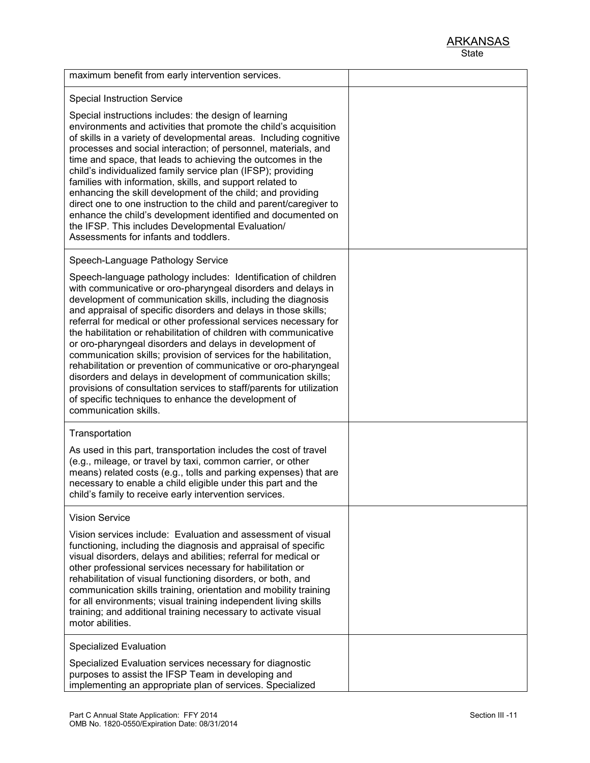| | |
|---|---|
| maximum benefit from early intervention services. | |
| Special Instruction Service<br><br>Special instructions includes: the design of learning environments and activities that promote the child's acquisition of skills in a variety of developmental areas. Including cognitive processes and social interaction; of personnel, materials, and time and space, that leads to achieving the outcomes in the child's individualized family service plan (IFSP); providing families with information, skills, and support related to enhancing the skill development of the child; and providing direct one to one instruction to the child and parent/caregiver to enhance the child's development identified and documented on the IFSP. This includes Developmental Evaluation/ Assessments for infants and toddlers. | |
| Speech-Language Pathology Service<br><br>Speech-language pathology includes: Identification of children with communicative or oro-pharyngeal disorders and delays in development of communication skills, including the diagnosis and appraisal of specific disorders and delays in those skills; referral for medical or other professional services necessary for the habilitation or rehabilitation of children with communicative or oro-pharyngeal disorders and delays in development of communication skills; provision of services for the habilitation, rehabilitation or prevention of communicative or oro-pharyngeal disorders and delays in development of communication skills; provisions of consultation services to staff/parents for utilization of specific techniques to enhance the development of communication skills. | |
| Transportation<br><br>As used in this part, transportation includes the cost of travel (e.g., mileage, or travel by taxi, common carrier, or other means) related costs (e.g., tolls and parking expenses) that are necessary to enable a child eligible under this part and the child's family to receive early intervention services. | |
| Vision Service<br><br>Vision services include: Evaluation and assessment of visual functioning, including the diagnosis and appraisal of specific visual disorders, delays and abilities; referral for medical or other professional services necessary for habilitation or rehabilitation of visual functioning disorders, or both, and communication skills training, orientation and mobility training for all environments; visual training independent living skills training; and additional training necessary to activate visual motor abilities. | |
| Specialized Evaluation<br><br>Specialized Evaluation services necessary for diagnostic purposes to assist the IFSP Team in developing and implementing an appropriate plan of services. Specialized | |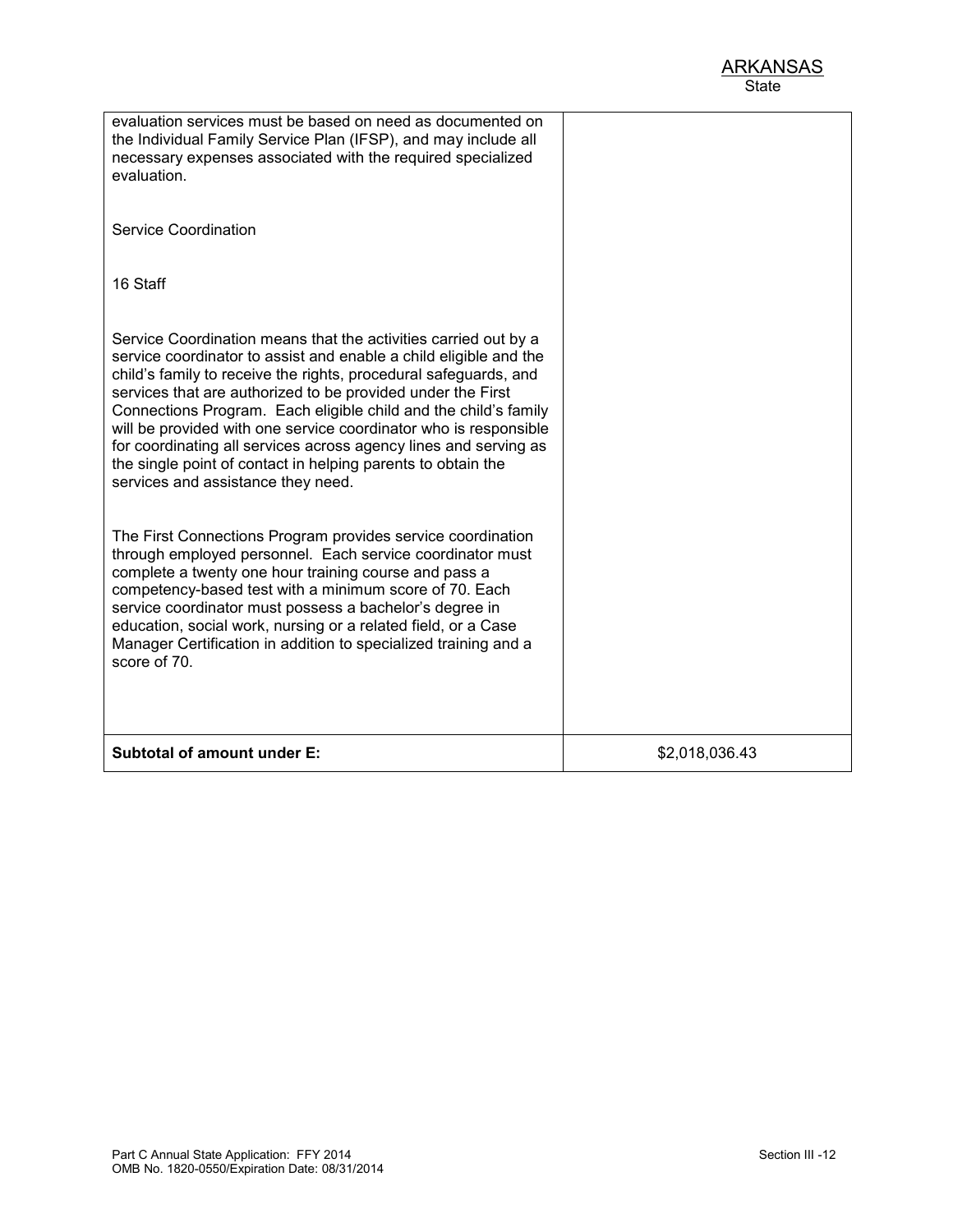| | |
|---|---|
| evaluation services must be based on need as documented on the Individual Family Service Plan (IFSP), and may include all necessary expenses associated with the required specialized evaluation.<br><br>Service Coordination<br><br>16 Staff<br><br>Service Coordination means that the activities carried out by a service coordinator to assist and enable a child eligible and the child's family to receive the rights, procedural safeguards, and services that are authorized to be provided under the First Connections Program. Each eligible child and the child's family will be provided with one service coordinator who is responsible for coordinating all services across agency lines and serving as the single point of contact in helping parents to obtain the services and assistance they need.<br><br>The First Connections Program provides service coordination through employed personnel. Each service coordinator must complete a twenty one hour training course and pass a competency-based test with a minimum score of 70. Each service coordinator must possess a bachelor's degree in education, social work, nursing or a related field, or a Case Manager Certification in addition to specialized training and a score of 70. | |
| **Subtotal of amount under E:** | $2,018,036.43 |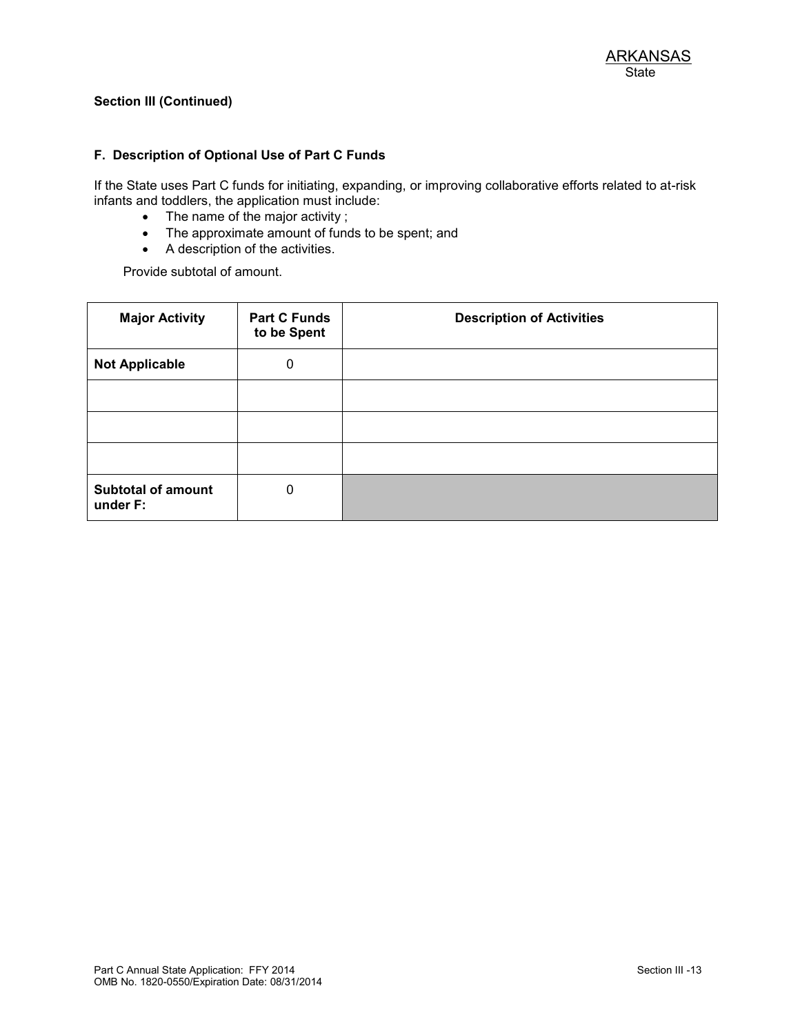ARKANSAS
State

**Section III (Continued)**

**F. Description of Optional Use of Part C Funds**

If the State uses Part C funds for initiating, expanding, or improving collaborative efforts related to at-risk infants and toddlers, the application must include:

- The name of the major activity ;
- The approximate amount of funds to be spent; and
- A description of the activities.

Provide subtotal of amount.

| Major Activity | Part C Funds to be Spent | Description of Activities |
|---|---|---|
| **Not Applicable** | 0 | |
| | | |
| | | |
| | | |
| **Subtotal of amount under F:** | 0 | |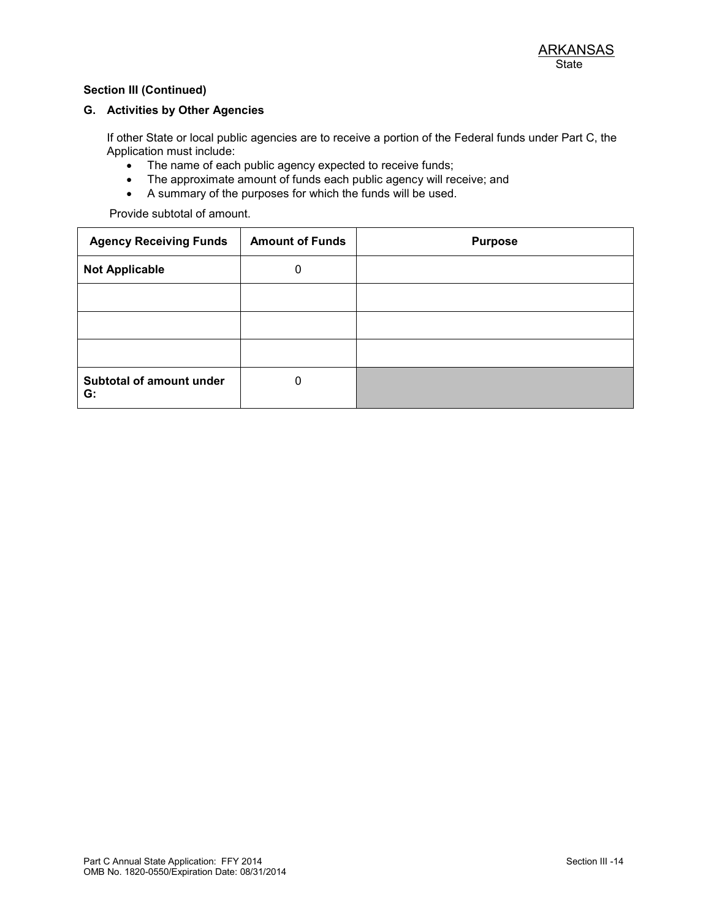ARKANSAS
State

**Section III (Continued)**

**G. Activities by Other Agencies**

If other State or local public agencies are to receive a portion of the Federal funds under Part C, the Application must include:

- The name of each public agency expected to receive funds;
- The approximate amount of funds each public agency will receive; and
- A summary of the purposes for which the funds will be used.

Provide subtotal of amount.

| Agency Receiving Funds | Amount of Funds | Purpose |
|---|---|---|
| **Not Applicable** | 0 | |
| | | |
| | | |
| | | |
| **Subtotal of amount under G:** | 0 | |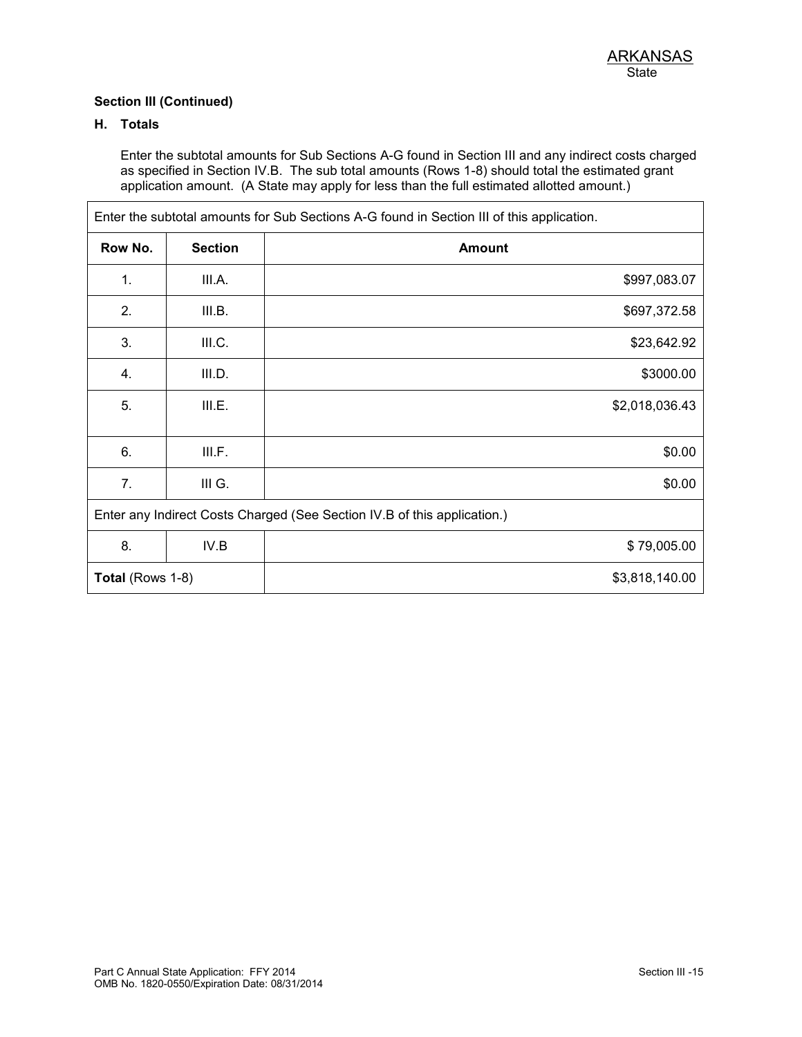ARKANSAS
State

**Section III (Continued)**

**H. Totals**

Enter the subtotal amounts for Sub Sections A-G found in Section III and any indirect costs charged as specified in Section IV.B. The sub total amounts (Rows 1-8) should total the estimated grant application amount. (A State may apply for less than the full estimated allotted amount.)

| Enter the subtotal amounts for Sub Sections A-G found in Section III of this application. | | |
|---|---|---|
| **Row No.** | **Section** | **Amount** |
| 1. | III.A. | $997,083.07 |
| 2. | III.B. | $697,372.58 |
| 3. | III.C. | $23,642.92 |
| 4. | III.D. | $3000.00 |
| 5. | III.E. | $2,018,036.43 |
| 6. | III.F. | $0.00 |
| 7. | III G. | $0.00 |
| Enter any Indirect Costs Charged (See Section IV.B of this application.) | | |
| 8. | IV.B | $ 79,005.00 |
| **Total** (Rows 1-8) | | $3,818,140.00 |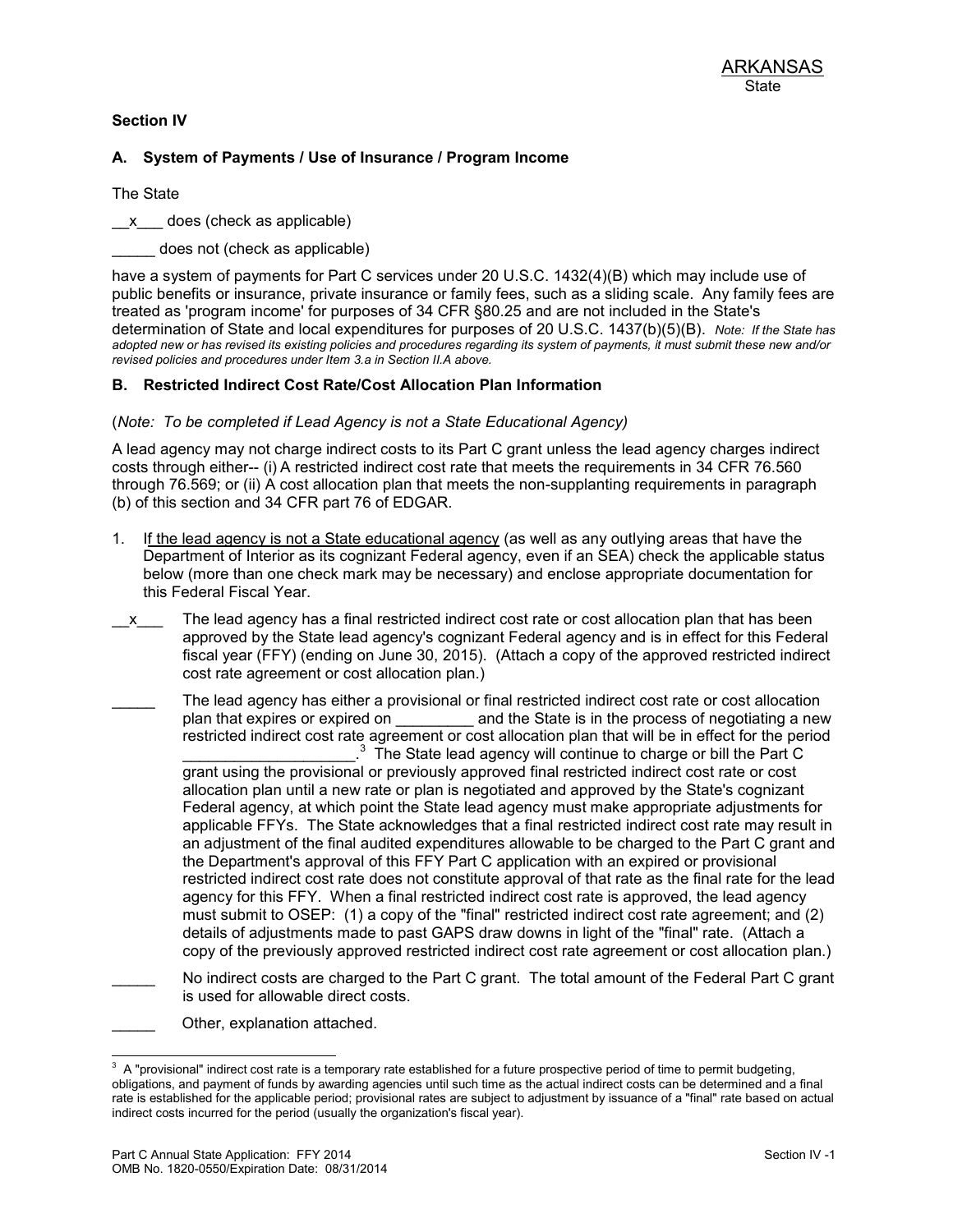ARKANSAS
State

## Section IV

### A. System of Payments / Use of Insurance / Program Income

The State

__x___ does (check as applicable)

_____ does not (check as applicable)

have a system of payments for Part C services under 20 U.S.C. 1432(4)(B) which may include use of public benefits or insurance, private insurance or family fees, such as a sliding scale. Any family fees are treated as 'program income' for purposes of 34 CFR §80.25 and are not included in the State's determination of State and local expenditures for purposes of 20 U.S.C. 1437(b)(5)(B). *Note: If the State has adopted new or has revised its existing policies and procedures regarding its system of payments, it must submit these new and/or revised policies and procedures under Item 3.a in Section II.A above.*

### B. Restricted Indirect Cost Rate/Cost Allocation Plan Information

(*Note: To be completed if Lead Agency is not a State Educational Agency)*

A lead agency may not charge indirect costs to its Part C grant unless the lead agency charges indirect costs through either-- (i) A restricted indirect cost rate that meets the requirements in 34 CFR 76.560 through 76.569; or (ii) A cost allocation plan that meets the non-supplanting requirements in paragraph (b) of this section and 34 CFR part 76 of EDGAR.

1. If the lead agency is not a State educational agency (as well as any outlying areas that have the Department of Interior as its cognizant Federal agency, even if an SEA) check the applicable status below (more than one check mark may be necessary) and enclose appropriate documentation for this Federal Fiscal Year.

__x___ The lead agency has a final restricted indirect cost rate or cost allocation plan that has been approved by the State lead agency's cognizant Federal agency and is in effect for this Federal fiscal year (FFY) (ending on June 30, 2015). (Attach a copy of the approved restricted indirect cost rate agreement or cost allocation plan.)

_____ The lead agency has either a provisional or final restricted indirect cost rate or cost allocation plan that expires or expired on _________ and the State is in the process of negotiating a new restricted indirect cost rate agreement or cost allocation plan that will be in effect for the period ____________________.[3] The State lead agency will continue to charge or bill the Part C grant using the provisional or previously approved final restricted indirect cost rate or cost allocation plan until a new rate or plan is negotiated and approved by the State's cognizant Federal agency, at which point the State lead agency must make appropriate adjustments for applicable FFYs. The State acknowledges that a final restricted indirect cost rate may result in an adjustment of the final audited expenditures allowable to be charged to the Part C grant and the Department's approval of this FFY Part C application with an expired or provisional restricted indirect cost rate does not constitute approval of that rate as the final rate for the lead agency for this FFY. When a final restricted indirect cost rate is approved, the lead agency must submit to OSEP: (1) a copy of the "final" restricted indirect cost rate agreement; and (2) details of adjustments made to past GAPS draw downs in light of the "final" rate. (Attach a copy of the previously approved restricted indirect cost rate agreement or cost allocation plan.)

_____ No indirect costs are charged to the Part C grant. The total amount of the Federal Part C grant is used for allowable direct costs.

_____ Other, explanation attached.

---

[3] A "provisional" indirect cost rate is a temporary rate established for a future prospective period of time to permit budgeting, obligations, and payment of funds by awarding agencies until such time as the actual indirect costs can be determined and a final rate is established for the applicable period; provisional rates are subject to adjustment by issuance of a "final" rate based on actual indirect costs incurred for the period (usually the organization's fiscal year).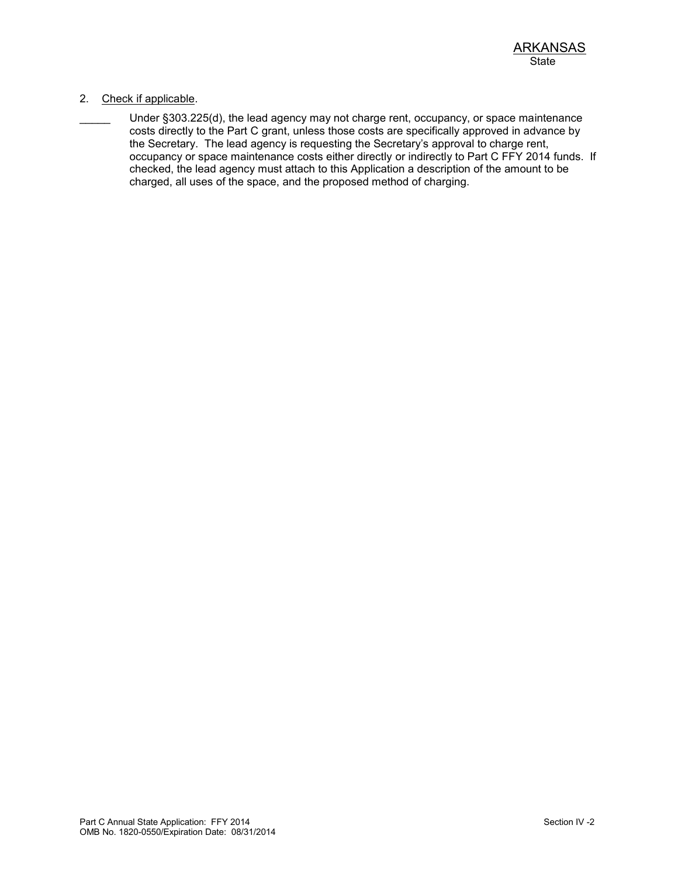ARKANSAS
State

2. Check if applicable.

_____ Under §303.225(d), the lead agency may not charge rent, occupancy, or space maintenance costs directly to the Part C grant, unless those costs are specifically approved in advance by the Secretary. The lead agency is requesting the Secretary's approval to charge rent, occupancy or space maintenance costs either directly or indirectly to Part C FFY 2014 funds. If checked, the lead agency must attach to this Application a description of the amount to be charged, all uses of the space, and the proposed method of charging.